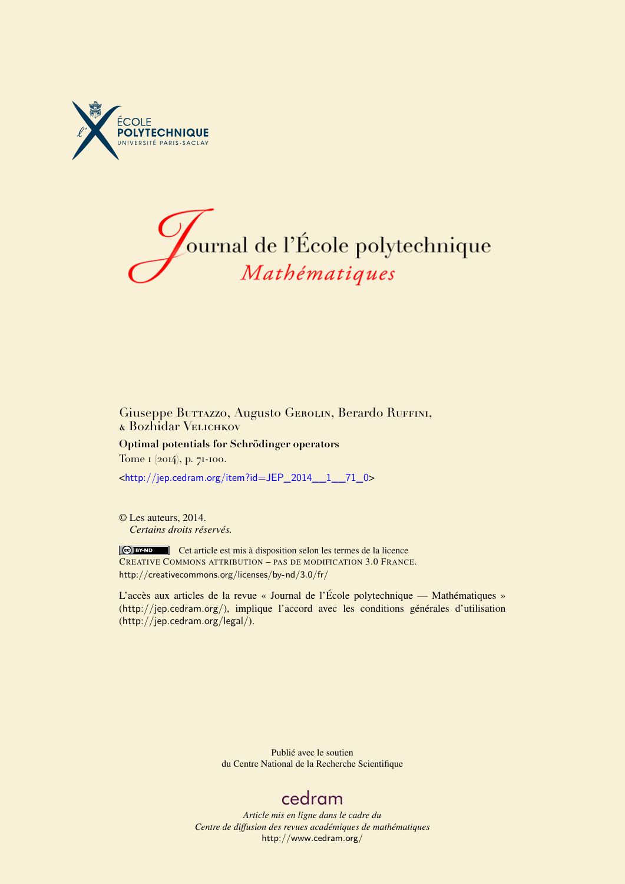# Journal de l'École polytechnique
## *Mathématiques*

Giuseppe Buttazzo, Augusto Gerolin, Berardo Ruffini, & Bozhidar Velichkov

**Optimal potentials for Schrödinger operators**

Tome 1 (2014), p. 71-100.

<http://jep.cedram.org/item?id=JEP_2014__1__71_0>

© Les auteurs, 2014.
*Certains droits réservés.*

Cet article est mis à disposition selon les termes de la licence
Creative Commons attribution – pas de modification 3.0 France.
http://creativecommons.org/licenses/by-nd/3.0/fr/

L'accès aux articles de la revue « Journal de l'École polytechnique — Mathématiques » (http://jep.cedram.org/), implique l'accord avec les conditions générales d'utilisation (http://jep.cedram.org/legal/).

Publié avec le soutien
du Centre National de la Recherche Scientifique

cedram

*Article mis en ligne dans le cadre du*
*Centre de diffusion des revues académiques de mathématiques*
http://www.cedram.org/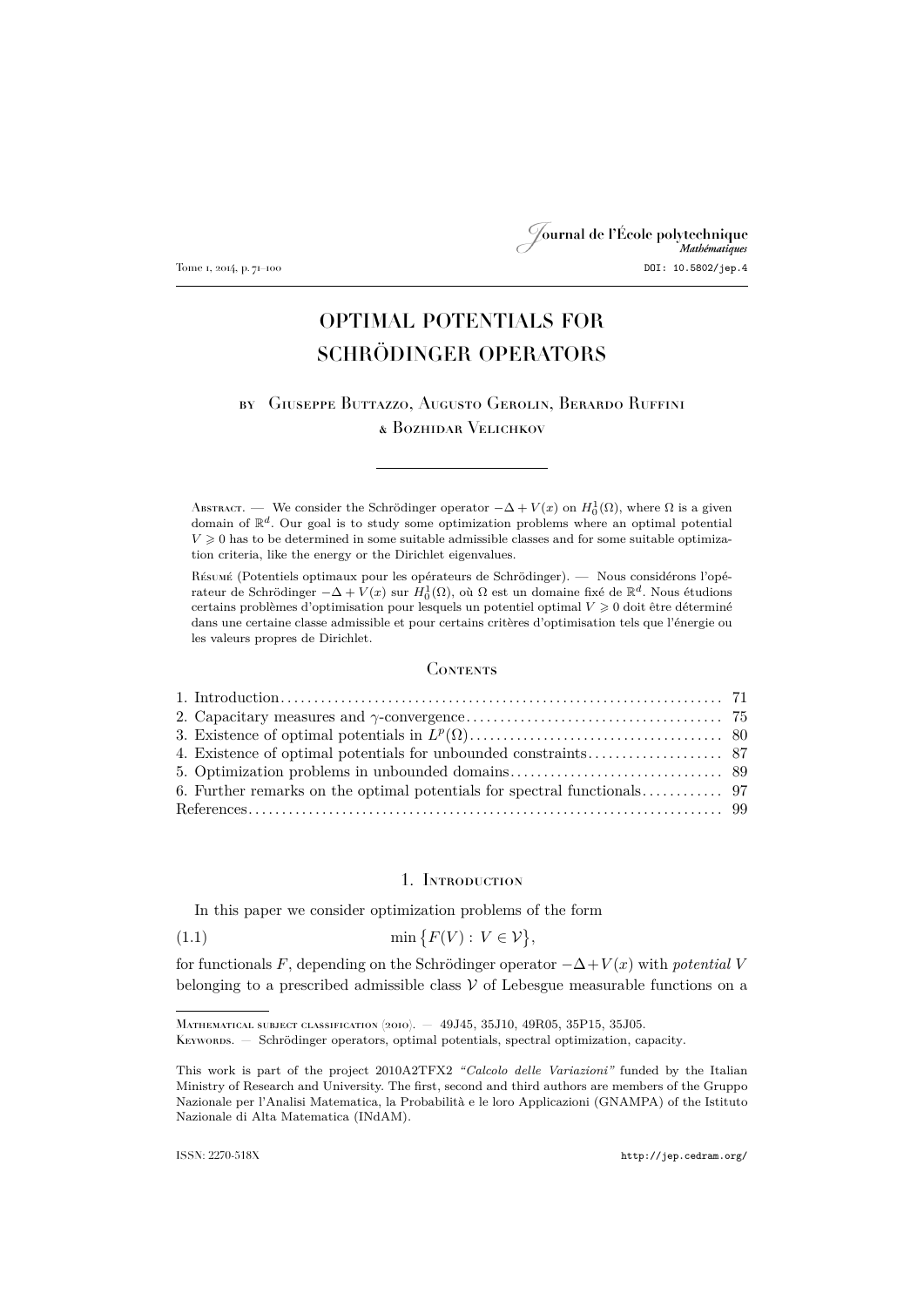# OPTIMAL POTENTIALS FOR SCHRÖDINGER OPERATORS

by Giuseppe Buttazzo, Augusto Gerolin, Berardo Ruffini & Bozhidar Velichkov

---

Abstract. — We consider the Schrödinger operator $-\Delta + V(x)$ on $H_0^1(\Omega)$, where $\Omega$ is a given domain of $\mathbb{R}^d$. Our goal is to study some optimization problems where an optimal potential $V \geqslant 0$ has to be determined in some suitable admissible classes and for some suitable optimization criteria, like the energy or the Dirichlet eigenvalues.

Résumé (Potentiels optimaux pour les opérateurs de Schrödinger). — Nous considérons l'opérateur de Schrödinger $-\Delta + V(x)$ sur $H_0^1(\Omega)$, où $\Omega$ est un domaine fixé de $\mathbb{R}^d$. Nous étudions certains problèmes d'optimisation pour lesquels un potentiel optimal $V \geqslant 0$ doit être déterminé dans une certaine classe admissible et pour certains critères d'optimisation tels que l'énergie ou les valeurs propres de Dirichlet.

## Contents

1. Introduction .......... 71
2. Capacitary measures and $\gamma$-convergence .......... 75
3. Existence of optimal potentials in $L^p(\Omega)$ .......... 80
4. Existence of optimal potentials for unbounded constraints .......... 87
5. Optimization problems in unbounded domains .......... 89
6. Further remarks on the optimal potentials for spectral functionals .......... 97

References .......... 99

## 1. Introduction

In this paper we consider optimization problems of the form

$$\min\{F(V) : V \in \mathcal{V}\}, \tag{1.1}$$

for functionals $F$, depending on the Schrödinger operator $-\Delta + V(x)$ with *potential* $V$ belonging to a prescribed admissible class $\mathcal{V}$ of Lebesgue measurable functions on a

---

Mathematical subject classification (2010). — 49J45, 35J10, 49R05, 35P15, 35J05.

Keywords. — Schrödinger operators, optimal potentials, spectral optimization, capacity.

This work is part of the project 2010A2TFX2 *"Calcolo delle Variazioni"* funded by the Italian Ministry of Research and University. The first, second and third authors are members of the Gruppo Nazionale per l'Analisi Matematica, la Probabilità e le loro Applicazioni (GNAMPA) of the Istituto Nazionale di Alta Matematica (INdAM).

ISSN: 2270-518X http://jep.cedram.org/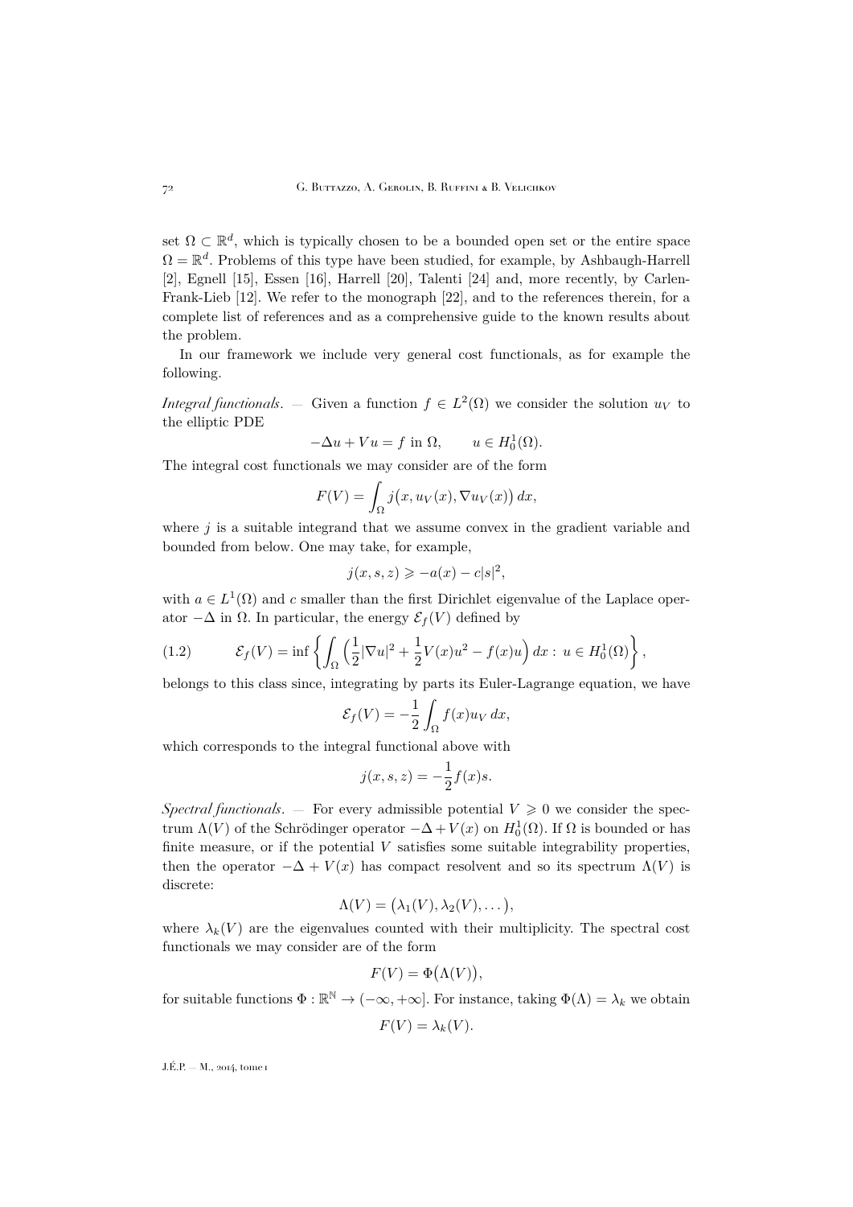set $\Omega \subset \mathbb{R}^d$, which is typically chosen to be a bounded open set or the entire space $\Omega = \mathbb{R}^d$. Problems of this type have been studied, for example, by Ashbaugh-Harrell [2], Egnell [15], Essen [16], Harrell [20], Talenti [24] and, more recently, by Carlen-Frank-Lieb [12]. We refer to the monograph [22], and to the references therein, for a complete list of references and as a comprehensive guide to the known results about the problem.

In our framework we include very general cost functionals, as for example the following.

*Integral functionals.* — Given a function $f \in L^2(\Omega)$ we consider the solution $u_V$ to the elliptic PDE

$$-\Delta u + Vu = f \text{ in } \Omega, \qquad u \in H_0^1(\Omega).$$

The integral cost functionals we may consider are of the form

$$F(V) = \int_\Omega j\big(x, u_V(x), \nabla u_V(x)\big)\, dx,$$

where $j$ is a suitable integrand that we assume convex in the gradient variable and bounded from below. One may take, for example,

$$j(x,s,z) \geqslant -a(x) - c|s|^2,$$

with $a \in L^1(\Omega)$ and $c$ smaller than the first Dirichlet eigenvalue of the Laplace operator $-\Delta$ in $\Omega$. In particular, the energy $\mathcal{E}_f(V)$ defined by

$$\mathcal{E}_f(V) = \inf\left\{\int_\Omega \Big(\frac{1}{2}|\nabla u|^2 + \frac{1}{2}V(x)u^2 - f(x)u\Big)\, dx : \ u \in H_0^1(\Omega)\right\}, \tag{1.2}$$

belongs to this class since, integrating by parts its Euler-Lagrange equation, we have

$$\mathcal{E}_f(V) = -\frac{1}{2}\int_\Omega f(x)u_V\, dx,$$

which corresponds to the integral functional above with

$$j(x,s,z) = -\frac{1}{2}f(x)s.$$

*Spectral functionals.* — For every admissible potential $V \geqslant 0$ we consider the spectrum $\Lambda(V)$ of the Schrödinger operator $-\Delta + V(x)$ on $H_0^1(\Omega)$. If $\Omega$ is bounded or has finite measure, or if the potential $V$ satisfies some suitable integrability properties, then the operator $-\Delta + V(x)$ has compact resolvent and so its spectrum $\Lambda(V)$ is discrete:

$$\Lambda(V) = \big(\lambda_1(V), \lambda_2(V), \dots\big),$$

where $\lambda_k(V)$ are the eigenvalues counted with their multiplicity. The spectral cost functionals we may consider are of the form

$$F(V) = \Phi\big(\Lambda(V)\big),$$

for suitable functions $\Phi : \mathbb{R}^{\mathbb{N}} \to (-\infty, +\infty]$. For instance, taking $\Phi(\Lambda) = \lambda_k$ we obtain

$$F(V) = \lambda_k(V).$$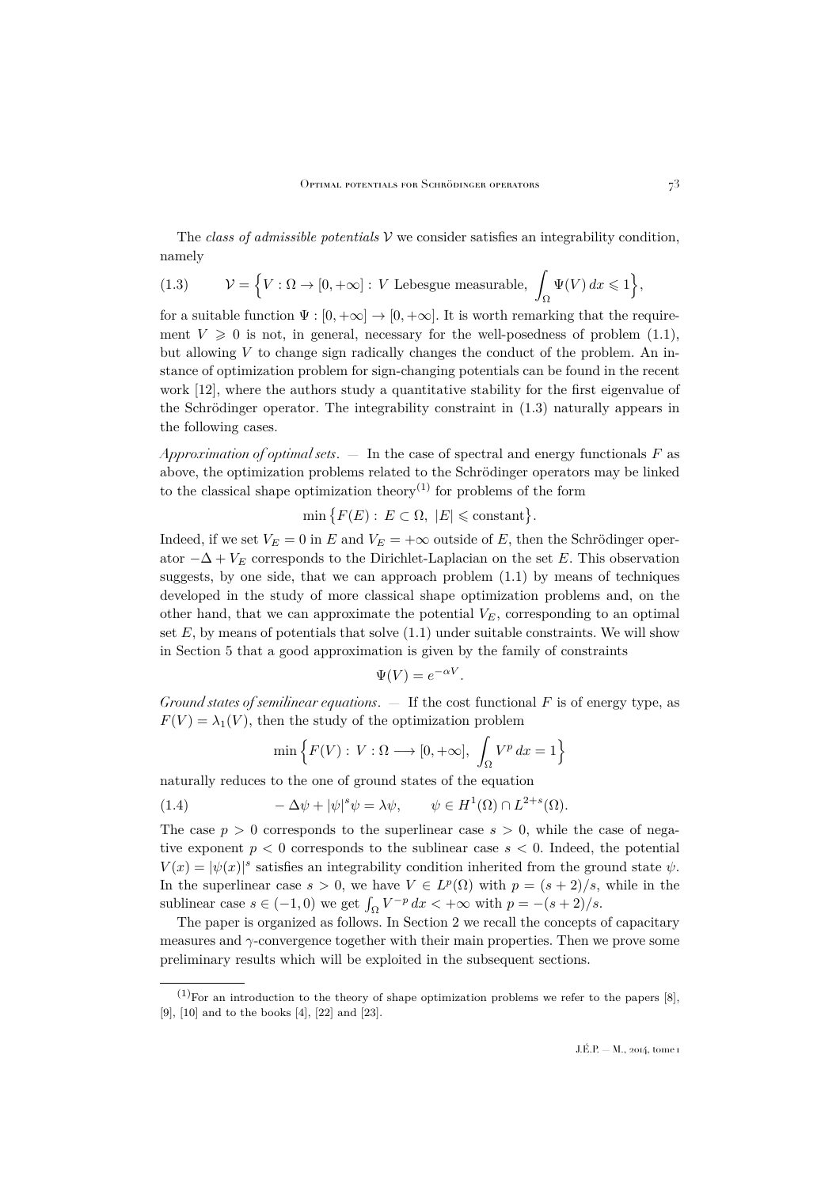The *class of admissible potentials* $\mathcal{V}$ we consider satisfies an integrability condition, namely

$$\mathcal{V}=\Big\{V:\Omega\to[0,+\infty]:\ V\ \text{Lebesgue measurable},\ \int_\Omega \Psi(V)\,dx\leqslant 1\Big\}, \tag{1.3}$$

for a suitable function $\Psi:[0,+\infty]\to[0,+\infty]$. It is worth remarking that the requirement $V\geqslant 0$ is not, in general, necessary for the well-posedness of problem (1.1), but allowing $V$ to change sign radically changes the conduct of the problem. An instance of optimization problem for sign-changing potentials can be found in the recent work [12], where the authors study a quantitative stability for the first eigenvalue of the Schrödinger operator. The integrability constraint in (1.3) naturally appears in the following cases.

*Approximation of optimal sets*. — In the case of spectral and energy functionals $F$ as above, the optimization problems related to the Schrödinger operators may be linked to the classical shape optimization theory(1) for problems of the form

$$\min\big\{F(E):\ E\subset\Omega,\ |E|\leqslant \text{constant}\big\}.$$

Indeed, if we set $V_E=0$ in $E$ and $V_E=+\infty$ outside of $E$, then the Schrödinger operator $-\Delta+V_E$ corresponds to the Dirichlet-Laplacian on the set $E$. This observation suggests, by one side, that we can approach problem (1.1) by means of techniques developed in the study of more classical shape optimization problems and, on the other hand, that we can approximate the potential $V_E$, corresponding to an optimal set $E$, by means of potentials that solve (1.1) under suitable constraints. We will show in Section 5 that a good approximation is given by the family of constraints

$$\Psi(V)=e^{-\alpha V}.$$

*Ground states of semilinear equations*. — If the cost functional $F$ is of energy type, as $F(V)=\lambda_1(V)$, then the study of the optimization problem

$$\min\Big\{F(V):\ V:\Omega\longrightarrow[0,+\infty],\ \int_\Omega V^p\,dx=1\Big\}$$

naturally reduces to the one of ground states of the equation

$$-\Delta\psi+|\psi|^s\psi=\lambda\psi,\qquad \psi\in H^1(\Omega)\cap L^{2+s}(\Omega). \tag{1.4}$$

The case $p>0$ corresponds to the superlinear case $s>0$, while the case of negative exponent $p<0$ corresponds to the sublinear case $s<0$. Indeed, the potential $V(x)=|\psi(x)|^s$ satisfies an integrability condition inherited from the ground state $\psi$. In the superlinear case $s>0$, we have $V\in L^p(\Omega)$ with $p=(s+2)/s$, while in the sublinear case $s\in(-1,0)$ we get $\int_\Omega V^{-p}\,dx<+\infty$ with $p=-(s+2)/s$.

The paper is organized as follows. In Section 2 we recall the concepts of capacitary measures and $\gamma$-convergence together with their main properties. Then we prove some preliminary results which will be exploited in the subsequent sections.

---

(1)For an introduction to the theory of shape optimization problems we refer to the papers [8], [9], [10] and to the books [4], [22] and [23].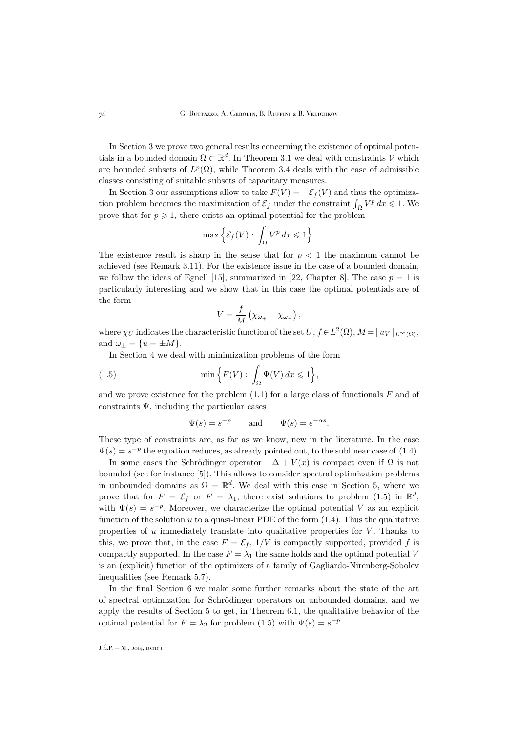In Section 3 we prove two general results concerning the existence of optimal potentials in a bounded domain $\Omega \subset \mathbb{R}^d$. In Theorem 3.1 we deal with constraints $\mathcal{V}$ which are bounded subsets of $L^p(\Omega)$, while Theorem 3.4 deals with the case of admissible classes consisting of suitable subsets of capacitary measures.

In Section 3 our assumptions allow to take $F(V) = -\mathcal{E}_f(V)$ and thus the optimization problem becomes the maximization of $\mathcal{E}_f$ under the constraint $\int_\Omega V^p\,dx \leqslant 1$. We prove that for $p \geqslant 1$, there exists an optimal potential for the problem

$$\max\Big\{\mathcal{E}_f(V) : \int_\Omega V^p\,dx \leqslant 1\Big\}.$$

The existence result is sharp in the sense that for $p < 1$ the maximum cannot be achieved (see Remark 3.11). For the existence issue in the case of a bounded domain, we follow the ideas of Egnell [15], summarized in [22, Chapter 8]. The case $p = 1$ is particularly interesting and we show that in this case the optimal potentials are of the form

$$V = \frac{f}{M}\left(\chi_{\omega_+} - \chi_{\omega_-}\right),$$

where $\chi_U$ indicates the characteristic function of the set $U$, $f \in L^2(\Omega)$, $M = \|u_V\|_{L^\infty(\Omega)}$, and $\omega_\pm = \{u = \pm M\}$.

In Section 4 we deal with minimization problems of the form

$$\min\Big\{F(V) : \int_\Omega \Psi(V)\,dx \leqslant 1\Big\}, \tag{1.5}$$

and we prove existence for the problem (1.1) for a large class of functionals $F$ and of constraints $\Psi$, including the particular cases

$$\Psi(s) = s^{-p} \qquad \text{and} \qquad \Psi(s) = e^{-\alpha s}.$$

These type of constraints are, as far as we know, new in the literature. In the case $\Psi(s) = s^{-p}$ the equation reduces, as already pointed out, to the sublinear case of (1.4).

In some cases the Schrödinger operator $-\Delta + V(x)$ is compact even if $\Omega$ is not bounded (see for instance [5]). This allows to consider spectral optimization problems in unbounded domains as $\Omega = \mathbb{R}^d$. We deal with this case in Section 5, where we prove that for $F = \mathcal{E}_f$ or $F = \lambda_1$, there exist solutions to problem (1.5) in $\mathbb{R}^d$, with $\Psi(s) = s^{-p}$. Moreover, we characterize the optimal potential $V$ as an explicit function of the solution $u$ to a quasi-linear PDE of the form (1.4). Thus the qualitative properties of $u$ immediately translate into qualitative properties for $V$. Thanks to this, we prove that, in the case $F = \mathcal{E}_f$, $1/V$ is compactly supported, provided $f$ is compactly supported. In the case $F = \lambda_1$ the same holds and the optimal potential $V$ is an (explicit) function of the optimizers of a family of Gagliardo-Nirenberg-Sobolev inequalities (see Remark 5.7).

In the final Section 6 we make some further remarks about the state of the art of spectral optimization for Schrödinger operators on unbounded domains, and we apply the results of Section 5 to get, in Theorem 6.1, the qualitative behavior of the optimal potential for $F = \lambda_2$ for problem (1.5) with $\Psi(s) = s^{-p}$.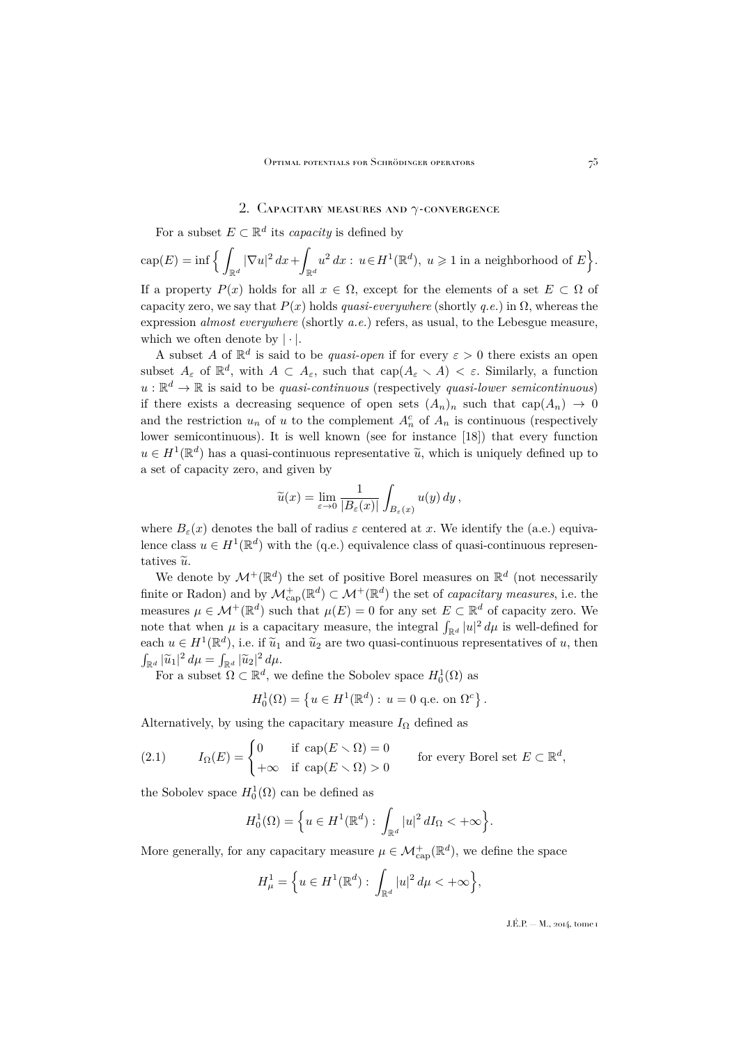## 2. Capacitary measures and $\gamma$-convergence

For a subset $E \subset \mathbb{R}^d$ its *capacity* is defined by

$$\operatorname{cap}(E) = \inf\Big\{ \int_{\mathbb{R}^d} |\nabla u|^2\,dx + \int_{\mathbb{R}^d} u^2\,dx : \; u \in H^1(\mathbb{R}^d),\; u \geqslant 1 \text{ in a neighborhood of } E \Big\}.$$

If a property $P(x)$ holds for all $x \in \Omega$, except for the elements of a set $E \subset \Omega$ of capacity zero, we say that $P(x)$ holds *quasi-everywhere* (shortly *q.e.*) in $\Omega$, whereas the expression *almost everywhere* (shortly *a.e.*) refers, as usual, to the Lebesgue measure, which we often denote by $|\cdot|$.

A subset $A$ of $\mathbb{R}^d$ is said to be *quasi-open* if for every $\varepsilon > 0$ there exists an open subset $A_\varepsilon$ of $\mathbb{R}^d$, with $A \subset A_\varepsilon$, such that $\operatorname{cap}(A_\varepsilon \smallsetminus A) < \varepsilon$. Similarly, a function $u : \mathbb{R}^d \to \mathbb{R}$ is said to be *quasi-continuous* (respectively *quasi-lower semicontinuous*) if there exists a decreasing sequence of open sets $(A_n)_n$ such that $\operatorname{cap}(A_n) \to 0$ and the restriction $u_n$ of $u$ to the complement $A_n^c$ of $A_n$ is continuous (respectively lower semicontinuous). It is well known (see for instance [18]) that every function $u \in H^1(\mathbb{R}^d)$ has a quasi-continuous representative $\widetilde{u}$, which is uniquely defined up to a set of capacity zero, and given by

$$\widetilde{u}(x) = \lim_{\varepsilon\to 0} \frac{1}{|B_\varepsilon(x)|} \int_{B_\varepsilon(x)} u(y)\,dy\,,$$

where $B_\varepsilon(x)$ denotes the ball of radius $\varepsilon$ centered at $x$. We identify the (a.e.) equivalence class $u \in H^1(\mathbb{R}^d)$ with the (q.e.) equivalence class of quasi-continuous representatives $\widetilde{u}$.

We denote by $\mathcal{M}^+(\mathbb{R}^d)$ the set of positive Borel measures on $\mathbb{R}^d$ (not necessarily finite or Radon) and by $\mathcal{M}^+_{\mathrm{cap}}(\mathbb{R}^d) \subset \mathcal{M}^+(\mathbb{R}^d)$ the set of *capacitary measures*, i.e. the measures $\mu \in \mathcal{M}^+(\mathbb{R}^d)$ such that $\mu(E) = 0$ for any set $E \subset \mathbb{R}^d$ of capacity zero. We note that when $\mu$ is a capacitary measure, the integral $\int_{\mathbb{R}^d} |u|^2\,d\mu$ is well-defined for each $u \in H^1(\mathbb{R}^d)$, i.e. if $\widetilde{u}_1$ and $\widetilde{u}_2$ are two quasi-continuous representatives of $u$, then $\int_{\mathbb{R}^d} |\widetilde{u}_1|^2\,d\mu = \int_{\mathbb{R}^d} |\widetilde{u}_2|^2\,d\mu$.

For a subset $\Omega \subset \mathbb{R}^d$, we define the Sobolev space $H^1_0(\Omega)$ as

$$H^1_0(\Omega) = \big\{ u \in H^1(\mathbb{R}^d) : \; u = 0 \text{ q.e. on } \Omega^c \big\}.$$

Alternatively, by using the capacitary measure $I_\Omega$ defined as

$$I_\Omega(E) = \begin{cases} 0 & \text{if } \operatorname{cap}(E \smallsetminus \Omega) = 0 \\ +\infty & \text{if } \operatorname{cap}(E \smallsetminus \Omega) > 0 \end{cases} \qquad \text{for every Borel set } E \subset \mathbb{R}^d, \tag{2.1}$$

the Sobolev space $H^1_0(\Omega)$ can be defined as

$$H^1_0(\Omega) = \Big\{ u \in H^1(\mathbb{R}^d) : \; \int_{\mathbb{R}^d} |u|^2\,dI_\Omega < +\infty \Big\}.$$

More generally, for any capacitary measure $\mu \in \mathcal{M}^+_{\mathrm{cap}}(\mathbb{R}^d)$, we define the space

$$H^1_\mu = \Big\{ u \in H^1(\mathbb{R}^d) : \; \int_{\mathbb{R}^d} |u|^2\,d\mu < +\infty \Big\},$$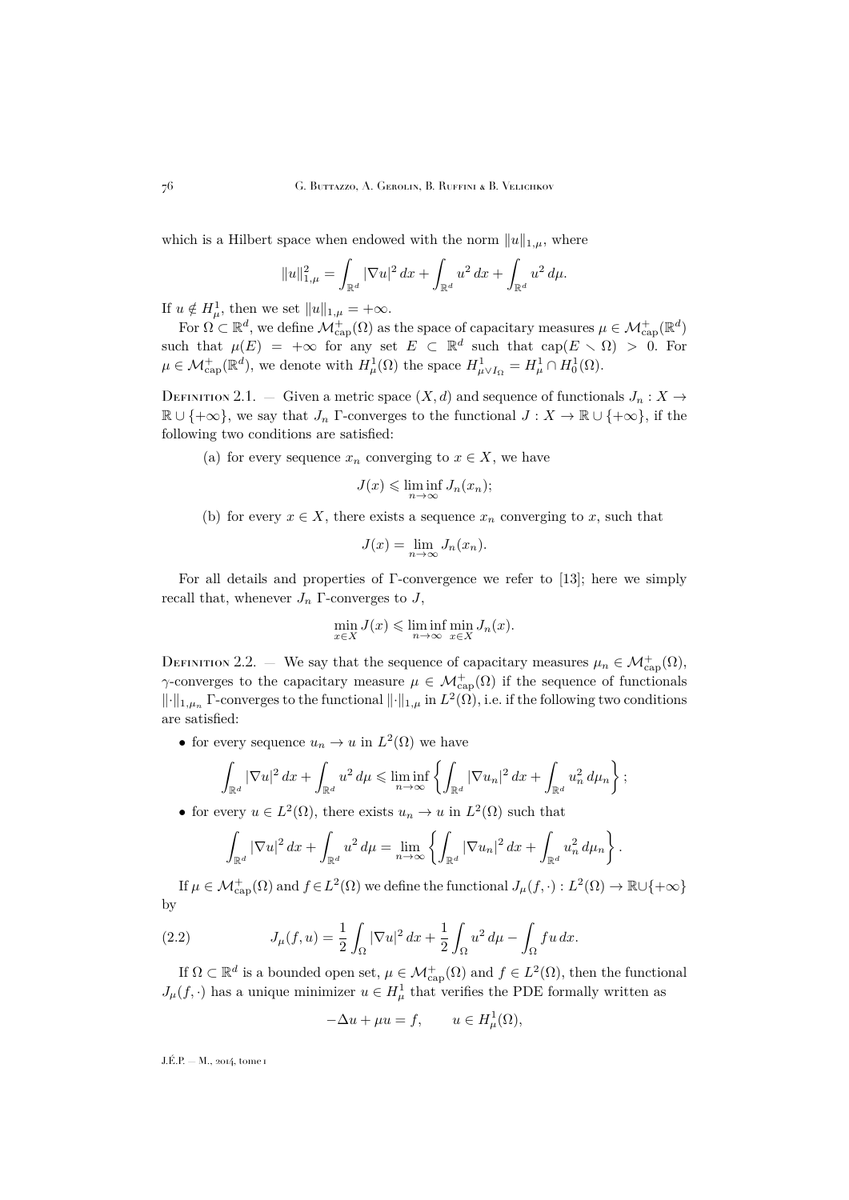which is a Hilbert space when endowed with the norm $\|u\|_{1,\mu}$, where

$$\|u\|_{1,\mu}^2 = \int_{\mathbb{R}^d} |\nabla u|^2\,dx + \int_{\mathbb{R}^d} u^2\,dx + \int_{\mathbb{R}^d} u^2\,d\mu.$$

If $u \notin H^1_\mu$, then we set $\|u\|_{1,\mu} = +\infty$.

For $\Omega \subset \mathbb{R}^d$, we define $\mathcal{M}^+_{\mathrm{cap}}(\Omega)$ as the space of capacitary measures $\mu \in \mathcal{M}^+_{\mathrm{cap}}(\mathbb{R}^d)$ such that $\mu(E) = +\infty$ for any set $E \subset \mathbb{R}^d$ such that $\mathrm{cap}(E \smallsetminus \Omega) > 0$. For $\mu \in \mathcal{M}^+_{\mathrm{cap}}(\mathbb{R}^d)$, we denote with $H^1_\mu(\Omega)$ the space $H^1_{\mu \vee I_\Omega} = H^1_\mu \cap H^1_0(\Omega)$.

Definition 2.1. — Given a metric space $(X, d)$ and sequence of functionals $J_n : X \to \mathbb{R} \cup \{+\infty\}$, we say that $J_n$ $\Gamma$-converges to the functional $J : X \to \mathbb{R} \cup \{+\infty\}$, if the following two conditions are satisfied:

(a) for every sequence $x_n$ converging to $x \in X$, we have

$$J(x) \leqslant \liminf_{n\to\infty} J_n(x_n);$$

(b) for every $x \in X$, there exists a sequence $x_n$ converging to $x$, such that

$$J(x) = \lim_{n\to\infty} J_n(x_n).$$

For all details and properties of $\Gamma$-convergence we refer to [13]; here we simply recall that, whenever $J_n$ $\Gamma$-converges to $J$,

$$\min_{x\in X} J(x) \leqslant \liminf_{n\to\infty} \min_{x\in X} J_n(x).$$

Definition 2.2. — We say that the sequence of capacitary measures $\mu_n \in \mathcal{M}^+_{\mathrm{cap}}(\Omega)$, $\gamma$-converges to the capacitary measure $\mu \in \mathcal{M}^+_{\mathrm{cap}}(\Omega)$ if the sequence of functionals $\|\cdot\|_{1,\mu_n}$ $\Gamma$-converges to the functional $\|\cdot\|_{1,\mu}$ in $L^2(\Omega)$, i.e. if the following two conditions are satisfied:

- for every sequence $u_n \to u$ in $L^2(\Omega)$ we have

$$\int_{\mathbb{R}^d} |\nabla u|^2\,dx + \int_{\mathbb{R}^d} u^2\,d\mu \leqslant \liminf_{n\to\infty} \left\{ \int_{\mathbb{R}^d} |\nabla u_n|^2\,dx + \int_{\mathbb{R}^d} u_n^2\,d\mu_n \right\};$$

- for every $u \in L^2(\Omega)$, there exists $u_n \to u$ in $L^2(\Omega)$ such that

$$\int_{\mathbb{R}^d} |\nabla u|^2\,dx + \int_{\mathbb{R}^d} u^2\,d\mu = \lim_{n\to\infty} \left\{ \int_{\mathbb{R}^d} |\nabla u_n|^2\,dx + \int_{\mathbb{R}^d} u_n^2\,d\mu_n \right\}.$$

If $\mu \in \mathcal{M}^+_{\mathrm{cap}}(\Omega)$ and $f \in L^2(\Omega)$ we define the functional $J_\mu(f, \cdot) : L^2(\Omega) \to \mathbb{R} \cup \{+\infty\}$ by

$$J_\mu(f, u) = \frac{1}{2} \int_\Omega |\nabla u|^2\,dx + \frac{1}{2} \int_\Omega u^2\,d\mu - \int_\Omega f u\,dx. \tag{2.2}$$

If $\Omega \subset \mathbb{R}^d$ is a bounded open set, $\mu \in \mathcal{M}^+_{\mathrm{cap}}(\Omega)$ and $f \in L^2(\Omega)$, then the functional $J_\mu(f, \cdot)$ has a unique minimizer $u \in H^1_\mu$ that verifies the PDE formally written as

$$-\Delta u + \mu u = f, \qquad u \in H^1_\mu(\Omega),$$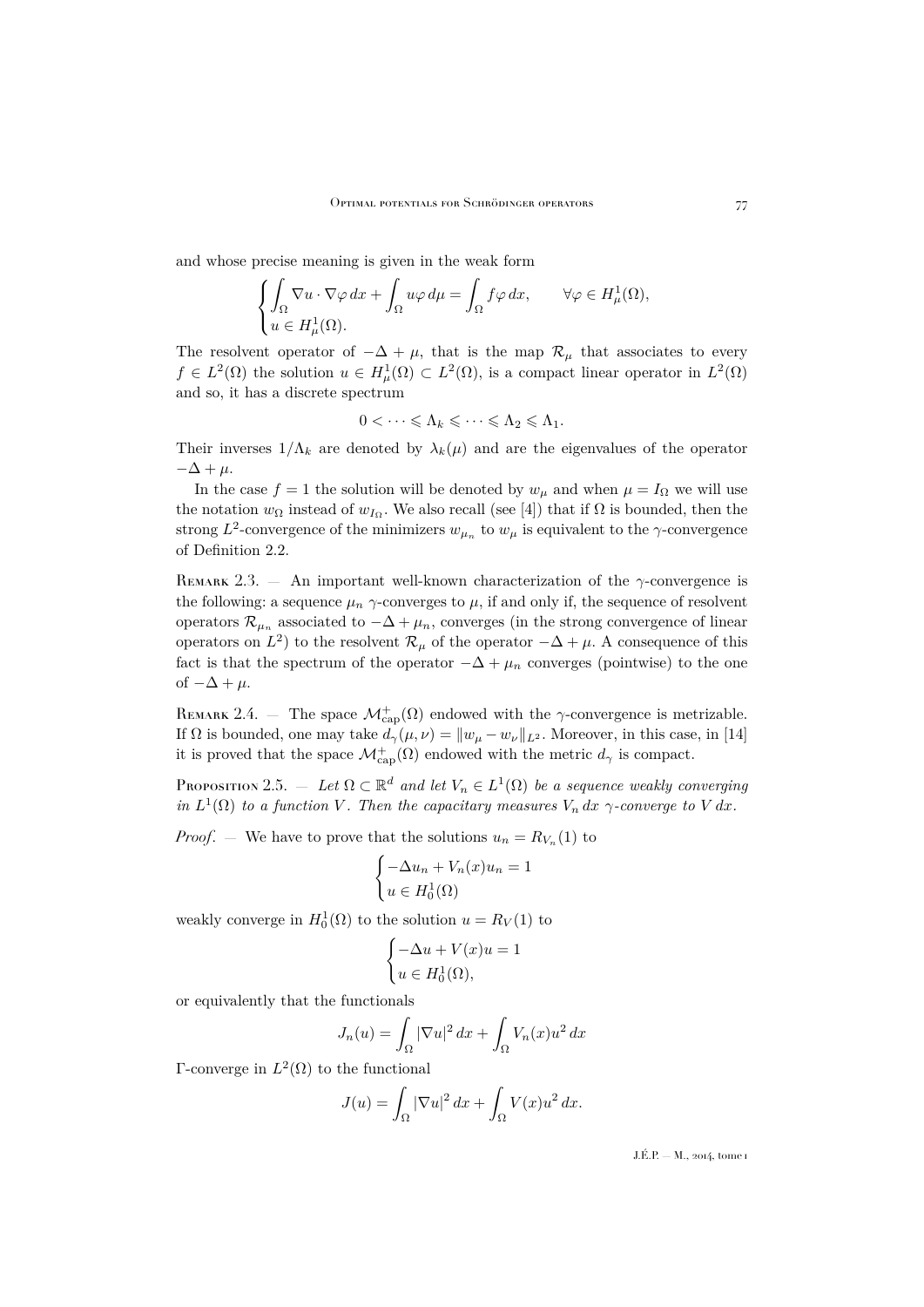and whose precise meaning is given in the weak form

$$\begin{cases} \displaystyle\int_\Omega \nabla u\cdot\nabla\varphi\,dx+\int_\Omega u\varphi\,d\mu=\int_\Omega f\varphi\,dx, \qquad \forall\varphi\in H^1_\mu(\Omega),\\ u\in H^1_\mu(\Omega). \end{cases}$$

The resolvent operator of $-\Delta+\mu$, that is the map $\mathcal{R}_\mu$ that associates to every $f\in L^2(\Omega)$ the solution $u\in H^1_\mu(\Omega)\subset L^2(\Omega)$, is a compact linear operator in $L^2(\Omega)$ and so, it has a discrete spectrum

$$0<\cdots\leqslant\Lambda_k\leqslant\cdots\leqslant\Lambda_2\leqslant\Lambda_1.$$

Their inverses $1/\Lambda_k$ are denoted by $\lambda_k(\mu)$ and are the eigenvalues of the operator $-\Delta+\mu$.

In the case $f=1$ the solution will be denoted by $w_\mu$ and when $\mu=I_\Omega$ we will use the notation $w_\Omega$ instead of $w_{I_\Omega}$. We also recall (see [4]) that if $\Omega$ is bounded, then the strong $L^2$-convergence of the minimizers $w_{\mu_n}$ to $w_\mu$ is equivalent to the $\gamma$-convergence of Definition 2.2.

Remark 2.3. — An important well-known characterization of the $\gamma$-convergence is the following: a sequence $\mu_n$ $\gamma$-converges to $\mu$, if and only if, the sequence of resolvent operators $\mathcal{R}_{\mu_n}$ associated to $-\Delta+\mu_n$, converges (in the strong convergence of linear operators on $L^2$) to the resolvent $\mathcal{R}_\mu$ of the operator $-\Delta+\mu$. A consequence of this fact is that the spectrum of the operator $-\Delta+\mu_n$ converges (pointwise) to the one of $-\Delta+\mu$.

Remark 2.4. — The space $\mathcal{M}^+_{\mathrm{cap}}(\Omega)$ endowed with the $\gamma$-convergence is metrizable. If $\Omega$ is bounded, one may take $d_\gamma(\mu,\nu)=\|w_\mu-w_\nu\|_{L^2}$. Moreover, in this case, in [14] it is proved that the space $\mathcal{M}^+_{\mathrm{cap}}(\Omega)$ endowed with the metric $d_\gamma$ is compact.

Proposition 2.5. — *Let $\Omega\subset\mathbb{R}^d$ and let $V_n\in L^1(\Omega)$ be a sequence weakly converging in $L^1(\Omega)$ to a function $V$. Then the capacitary measures $V_n\,dx$ $\gamma$-converge to $V\,dx$.*

*Proof*. — We have to prove that the solutions $u_n=R_{V_n}(1)$ to

$$\begin{cases} -\Delta u_n+V_n(x)u_n=1\\ u\in H^1_0(\Omega) \end{cases}$$

weakly converge in $H^1_0(\Omega)$ to the solution $u=R_V(1)$ to

$$\begin{cases} -\Delta u+V(x)u=1\\ u\in H^1_0(\Omega), \end{cases}$$

or equivalently that the functionals

$$J_n(u)=\int_\Omega|\nabla u|^2\,dx+\int_\Omega V_n(x)u^2\,dx$$

$\Gamma$-converge in $L^2(\Omega)$ to the functional

$$J(u)=\int_\Omega|\nabla u|^2\,dx+\int_\Omega V(x)u^2\,dx.$$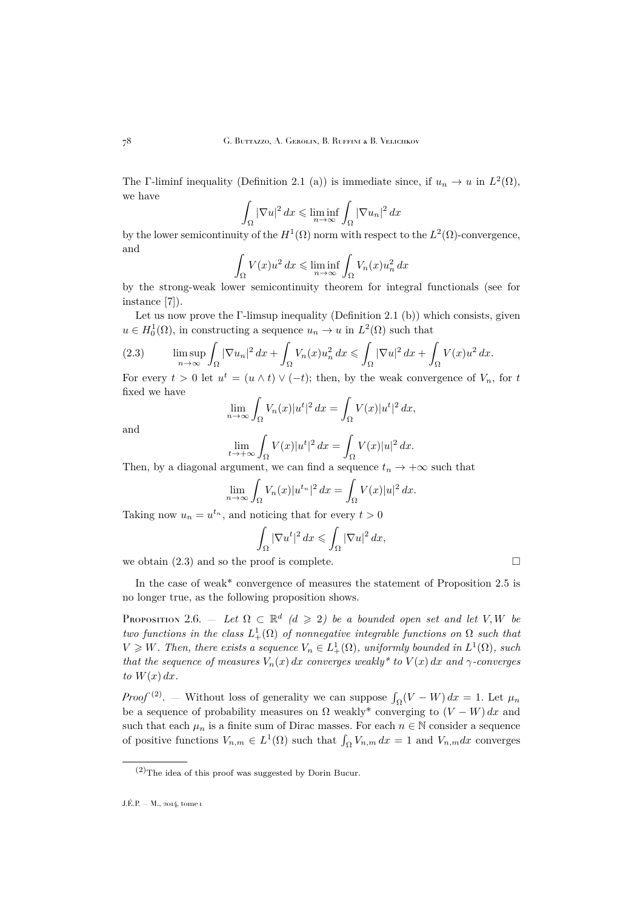The Γ-liminf inequality (Definition 2.1 (a)) is immediate since, if $u_n \to u$ in $L^2(\Omega)$, we have

$$\int_\Omega |\nabla u|^2\,dx \leqslant \liminf_{n\to\infty} \int_\Omega |\nabla u_n|^2\,dx$$

by the lower semicontinuity of the $H^1(\Omega)$ norm with respect to the $L^2(\Omega)$-convergence, and

$$\int_\Omega V(x)u^2\,dx \leqslant \liminf_{n\to\infty} \int_\Omega V_n(x)u_n^2\,dx$$

by the strong-weak lower semicontinuity theorem for integral functionals (see for instance [7]).

Let us now prove the Γ-limsup inequality (Definition 2.1 (b)) which consists, given $u \in H_0^1(\Omega)$, in constructing a sequence $u_n \to u$ in $L^2(\Omega)$ such that

$$\limsup_{n\to\infty} \int_\Omega |\nabla u_n|^2\,dx + \int_\Omega V_n(x)u_n^2\,dx \leqslant \int_\Omega |\nabla u|^2\,dx + \int_\Omega V(x)u^2\,dx. \tag{2.3}$$

For every $t > 0$ let $u^t = (u \wedge t) \vee (-t)$; then, by the weak convergence of $V_n$, for $t$ fixed we have

$$\lim_{n\to\infty} \int_\Omega V_n(x)|u^t|^2\,dx = \int_\Omega V(x)|u^t|^2\,dx,$$

and

$$\lim_{t\to+\infty} \int_\Omega V(x)|u^t|^2\,dx = \int_\Omega V(x)|u|^2\,dx.$$

Then, by a diagonal argument, we can find a sequence $t_n \to +\infty$ such that

$$\lim_{n\to\infty} \int_\Omega V_n(x)|u^{t_n}|^2\,dx = \int_\Omega V(x)|u|^2\,dx.$$

Taking now $u_n = u^{t_n}$, and noticing that for every $t > 0$

$$\int_\Omega |\nabla u^t|^2\,dx \leqslant \int_\Omega |\nabla u|^2\,dx,$$

we obtain (2.3) and so the proof is complete. □

In the case of weak* convergence of measures the statement of Proposition 2.5 is no longer true, as the following proposition shows.

Proposition 2.6. — *Let $\Omega \subset \mathbb{R}^d$ ($d \geqslant 2$) be a bounded open set and let $V, W$ be two functions in the class $L_+^1(\Omega)$ of nonnegative integrable functions on $\Omega$ such that $V \geqslant W$. Then, there exists a sequence $V_n \in L_+^1(\Omega)$, uniformly bounded in $L^1(\Omega)$, such that the sequence of measures $V_n(x)\,dx$ converges weakly\* to $V(x)\,dx$ and $\gamma$-converges to $W(x)\,dx$.*

*Proof* [(2)]. — Without loss of generality we can suppose $\int_\Omega (V - W)\,dx = 1$. Let $\mu_n$ be a sequence of probability measures on $\Omega$ weakly* converging to $(V - W)\,dx$ and such that each $\mu_n$ is a finite sum of Dirac masses. For each $n \in \mathbb{N}$ consider a sequence of positive functions $V_{n,m} \in L^1(\Omega)$ such that $\int_\Omega V_{n,m}\,dx = 1$ and $V_{n,m}dx$ converges

(2) The idea of this proof was suggested by Dorin Bucur.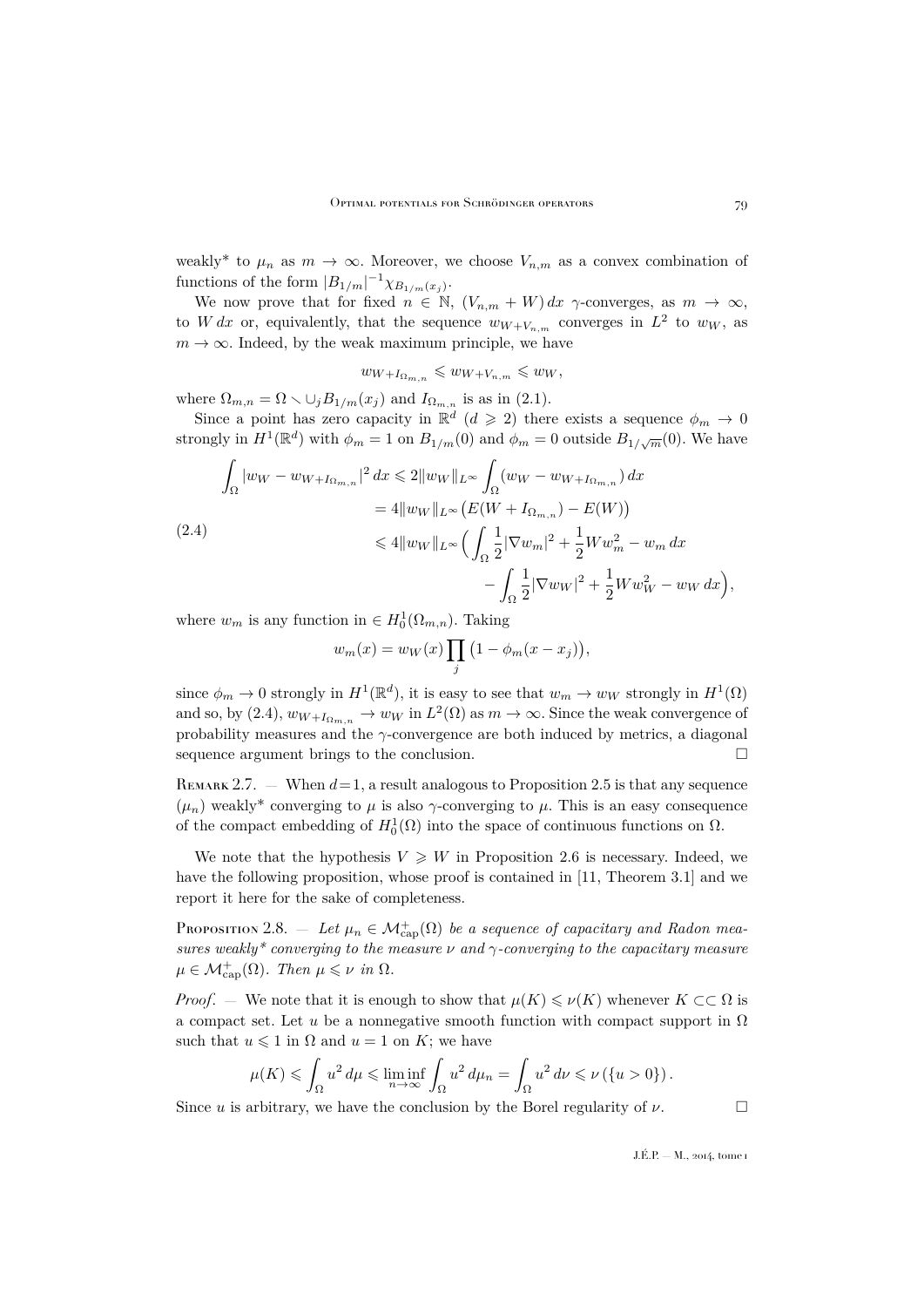weakly* to $\mu_n$ as $m \to \infty$. Moreover, we choose $V_{n,m}$ as a convex combination of functions of the form $|B_{1/m}|^{-1}\chi_{B_{1/m}(x_j)}$.

We now prove that for fixed $n \in \mathbb{N}$, $(V_{n,m} + W)\,dx$ $\gamma$-converges, as $m \to \infty$, to $W\,dx$ or, equivalently, that the sequence $w_{W+V_{n,m}}$ converges in $L^2$ to $w_W$, as $m \to \infty$. Indeed, by the weak maximum principle, we have

$$w_{W+I_{\Omega_{m,n}}} \leqslant w_{W+V_{n,m}} \leqslant w_W,$$

where $\Omega_{m,n} = \Omega \smallsetminus \cup_j B_{1/m}(x_j)$ and $I_{\Omega_{m,n}}$ is as in (2.1).

Since a point has zero capacity in $\mathbb{R}^d$ ($d \geqslant 2$) there exists a sequence $\phi_m \to 0$ strongly in $H^1(\mathbb{R}^d)$ with $\phi_m = 1$ on $B_{1/m}(0)$ and $\phi_m = 0$ outside $B_{1/\sqrt{m}}(0)$. We have

$$
\begin{aligned}
\int_\Omega |w_W - w_{W+I_{\Omega_{m,n}}}|^2\,dx &\leqslant 2\|w_W\|_{L^\infty}\int_\Omega (w_W - w_{W+I_{\Omega_{m,n}}})\,dx \\
&= 4\|w_W\|_{L^\infty}\big(E(W+I_{\Omega_{m,n}}) - E(W)\big) \\
&\leqslant 4\|w_W\|_{L^\infty}\Big(\int_\Omega \frac{1}{2}|\nabla w_m|^2 + \frac{1}{2}Ww_m^2 - w_m\,dx \\
&\qquad - \int_\Omega \frac{1}{2}|\nabla w_W|^2 + \frac{1}{2}Ww_W^2 - w_W\,dx\Big),
\end{aligned}
\tag{2.4}
$$

where $w_m$ is any function in $\in H_0^1(\Omega_{m,n})$. Taking

$$w_m(x) = w_W(x)\prod_j \big(1 - \phi_m(x - x_j)\big),$$

since $\phi_m \to 0$ strongly in $H^1(\mathbb{R}^d)$, it is easy to see that $w_m \to w_W$ strongly in $H^1(\Omega)$ and so, by (2.4), $w_{W+I_{\Omega_{m,n}}} \to w_W$ in $L^2(\Omega)$ as $m \to \infty$. Since the weak convergence of probability measures and the $\gamma$-convergence are both induced by metrics, a diagonal sequence argument brings to the conclusion. $\square$

Remark 2.7. — When $d=1$, a result analogous to Proposition 2.5 is that any sequence $(\mu_n)$ weakly* converging to $\mu$ is also $\gamma$-converging to $\mu$. This is an easy consequence of the compact embedding of $H_0^1(\Omega)$ into the space of continuous functions on $\Omega$.

We note that the hypothesis $V \geqslant W$ in Proposition 2.6 is necessary. Indeed, we have the following proposition, whose proof is contained in [11, Theorem 3.1] and we report it here for the sake of completeness.

Proposition 2.8. — *Let $\mu_n \in \mathcal{M}^+_{\mathrm{cap}}(\Omega)$ be a sequence of capacitary and Radon measures weakly\* converging to the measure $\nu$ and $\gamma$-converging to the capacitary measure $\mu \in \mathcal{M}^+_{\mathrm{cap}}(\Omega)$. Then $\mu \leqslant \nu$ in $\Omega$.*

*Proof*. — We note that it is enough to show that $\mu(K) \leqslant \nu(K)$ whenever $K \subset\subset \Omega$ is a compact set. Let $u$ be a nonnegative smooth function with compact support in $\Omega$ such that $u \leqslant 1$ in $\Omega$ and $u = 1$ on $K$; we have

$$\mu(K) \leqslant \int_\Omega u^2\,d\mu \leqslant \liminf_{n\to\infty}\int_\Omega u^2\,d\mu_n = \int_\Omega u^2\,d\nu \leqslant \nu\left(\{u > 0\}\right).$$

Since $u$ is arbitrary, we have the conclusion by the Borel regularity of $\nu$. $\square$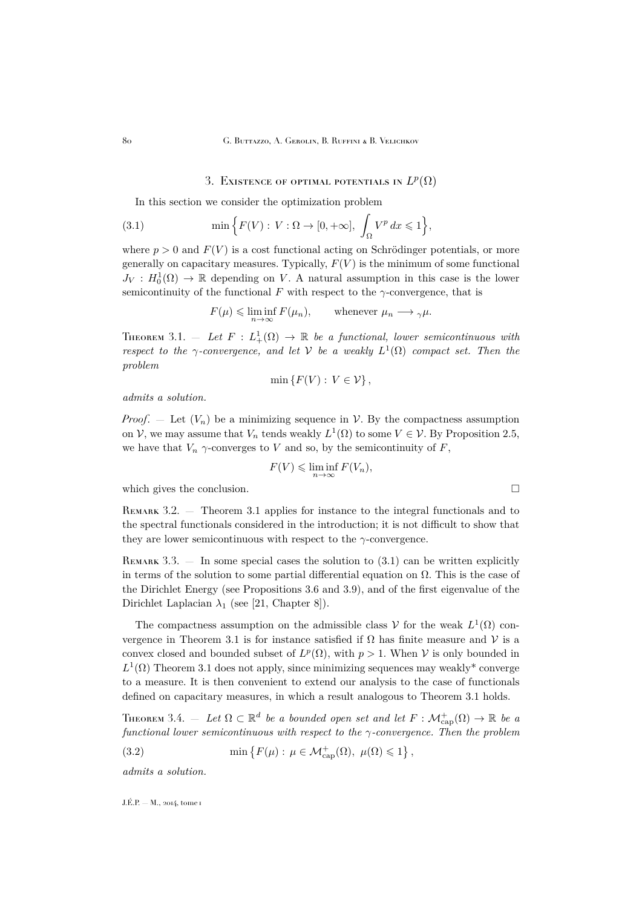## 3. Existence of optimal potentials in $L^p(\Omega)$

In this section we consider the optimization problem

$$\min\Big\{F(V):\, V:\Omega\to[0,+\infty],\ \int_\Omega V^p\,dx\leqslant 1\Big\}, \tag{3.1}$$

where $p>0$ and $F(V)$ is a cost functional acting on Schrödinger potentials, or more generally on capacitary measures. Typically, $F(V)$ is the minimum of some functional $J_V : H_0^1(\Omega)\to\mathbb{R}$ depending on $V$. A natural assumption in this case is the lower semicontinuity of the functional $F$ with respect to the $\gamma$-convergence, that is

$$F(\mu)\leqslant\liminf_{n\to\infty}F(\mu_n),\qquad \text{whenever } \mu_n\longrightarrow{}_\gamma\mu.$$

Theorem 3.1. — *Let $F : L^1_+(\Omega)\to\mathbb{R}$ be a functional, lower semicontinuous with respect to the $\gamma$-convergence, and let $\mathcal{V}$ be a weakly $L^1(\Omega)$ compact set. Then the problem*

$$\min\left\{F(V):\, V\in\mathcal{V}\right\},$$

*admits a solution.*

*Proof*. — Let $(V_n)$ be a minimizing sequence in $\mathcal{V}$. By the compactness assumption on $\mathcal{V}$, we may assume that $V_n$ tends weakly $L^1(\Omega)$ to some $V\in\mathcal{V}$. By Proposition 2.5, we have that $V_n$ $\gamma$-converges to $V$ and so, by the semicontinuity of $F$,

$$F(V)\leqslant\liminf_{n\to\infty}F(V_n),$$

which gives the conclusion. □

Remark 3.2. — Theorem 3.1 applies for instance to the integral functionals and to the spectral functionals considered in the introduction; it is not difficult to show that they are lower semicontinuous with respect to the $\gamma$-convergence.

Remark 3.3. — In some special cases the solution to (3.1) can be written explicitly in terms of the solution to some partial differential equation on $\Omega$. This is the case of the Dirichlet Energy (see Propositions 3.6 and 3.9), and of the first eigenvalue of the Dirichlet Laplacian $\lambda_1$ (see [21, Chapter 8]).

The compactness assumption on the admissible class $\mathcal{V}$ for the weak $L^1(\Omega)$ convergence in Theorem 3.1 is for instance satisfied if $\Omega$ has finite measure and $\mathcal{V}$ is a convex closed and bounded subset of $L^p(\Omega)$, with $p>1$. When $\mathcal{V}$ is only bounded in $L^1(\Omega)$ Theorem 3.1 does not apply, since minimizing sequences may weakly* converge to a measure. It is then convenient to extend our analysis to the case of functionals defined on capacitary measures, in which a result analogous to Theorem 3.1 holds.

Theorem 3.4. — *Let $\Omega\subset\mathbb{R}^d$ be a bounded open set and let $F:\mathcal{M}^+_{\mathrm{cap}}(\Omega)\to\mathbb{R}$ be a functional lower semicontinuous with respect to the $\gamma$-convergence. Then the problem*

$$\min\left\{F(\mu):\,\mu\in\mathcal{M}^+_{\mathrm{cap}}(\Omega),\ \mu(\Omega)\leqslant 1\right\}, \tag{3.2}$$

*admits a solution.*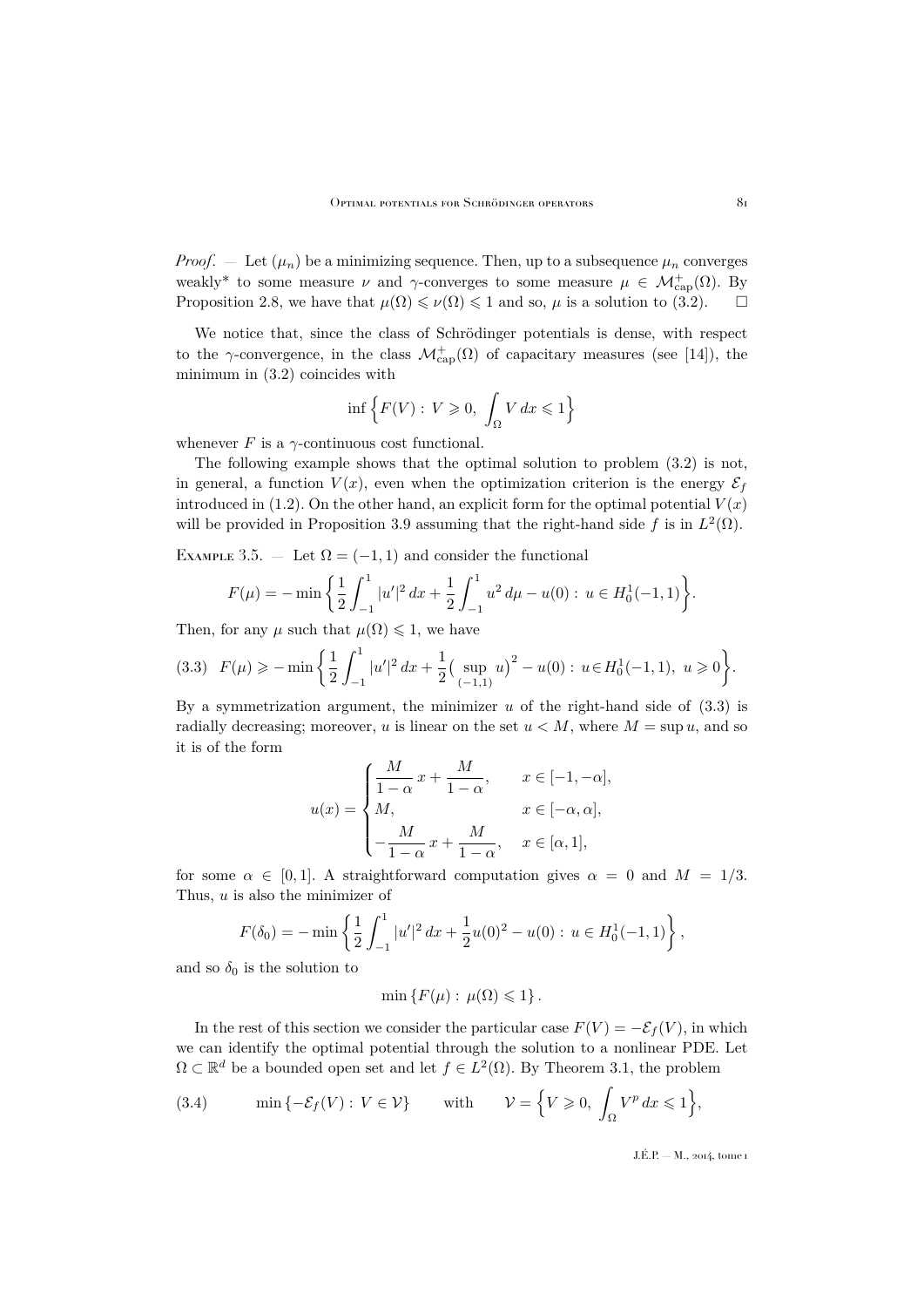*Proof*. — Let $(\mu_n)$ be a minimizing sequence. Then, up to a subsequence $\mu_n$ converges weakly* to some measure $\nu$ and $\gamma$-converges to some measure $\mu \in \mathcal{M}^+_{\mathrm{cap}}(\Omega)$. By Proposition 2.8, we have that $\mu(\Omega) \leqslant \nu(\Omega) \leqslant 1$ and so, $\mu$ is a solution to (3.2). □

We notice that, since the class of Schrödinger potentials is dense, with respect to the $\gamma$-convergence, in the class $\mathcal{M}^+_{\mathrm{cap}}(\Omega)$ of capacitary measures (see [14]), the minimum in (3.2) coincides with

$$\inf\Big\{F(V):\ V\geqslant 0,\ \int_\Omega V\,dx\leqslant 1\Big\}$$

whenever $F$ is a $\gamma$-continuous cost functional.

The following example shows that the optimal solution to problem (3.2) is not, in general, a function $V(x)$, even when the optimization criterion is the energy $\mathcal{E}_f$ introduced in (1.2). On the other hand, an explicit form for the optimal potential $V(x)$ will be provided in Proposition 3.9 assuming that the right-hand side $f$ is in $L^2(\Omega)$.

Example 3.5. — Let $\Omega = (-1, 1)$ and consider the functional

$$F(\mu) = -\min\Big\{\frac{1}{2}\int_{-1}^{1}|u'|^2\,dx + \frac{1}{2}\int_{-1}^{1}u^2\,d\mu - u(0):\ u\in H^1_0(-1,1)\Big\}.$$

Then, for any $\mu$ such that $\mu(\Omega)\leqslant 1$, we have

$$\text{(3.3)}\quad F(\mu) \geqslant -\min\Big\{\frac{1}{2}\int_{-1}^{1}|u'|^2\,dx + \frac{1}{2}\big(\sup_{(-1,1)} u\big)^2 - u(0):\ u\in H^1_0(-1,1),\ u\geqslant 0\Big\}.$$

By a symmetrization argument, the minimizer $u$ of the right-hand side of (3.3) is radially decreasing; moreover, $u$ is linear on the set $u<M$, where $M=\sup u$, and so it is of the form

$$u(x) = \begin{cases} \dfrac{M}{1-\alpha}\,x + \dfrac{M}{1-\alpha}, & x\in[-1,-\alpha],\\[2mm] M, & x\in[-\alpha,\alpha],\\[2mm] -\dfrac{M}{1-\alpha}\,x + \dfrac{M}{1-\alpha}, & x\in[\alpha,1],\end{cases}$$

for some $\alpha\in[0,1]$. A straightforward computation gives $\alpha=0$ and $M=1/3$. Thus, $u$ is also the minimizer of

$$F(\delta_0) = -\min\left\{\frac{1}{2}\int_{-1}^{1}|u'|^2\,dx + \frac{1}{2}u(0)^2 - u(0):\ u\in H^1_0(-1,1)\right\},$$

and so $\delta_0$ is the solution to

$$\min\left\{F(\mu):\ \mu(\Omega)\leqslant 1\right\}.$$

In the rest of this section we consider the particular case $F(V) = -\mathcal{E}_f(V)$, in which we can identify the optimal potential through the solution to a nonlinear PDE. Let $\Omega\subset\mathbb{R}^d$ be a bounded open set and let $f\in L^2(\Omega)$. By Theorem 3.1, the problem

$$\text{(3.4)}\qquad \min\left\{-\mathcal{E}_f(V):\ V\in\mathcal{V}\right\}\qquad\text{with}\qquad \mathcal{V}=\Big\{V\geqslant 0,\ \int_\Omega V^p\,dx\leqslant 1\Big\},$$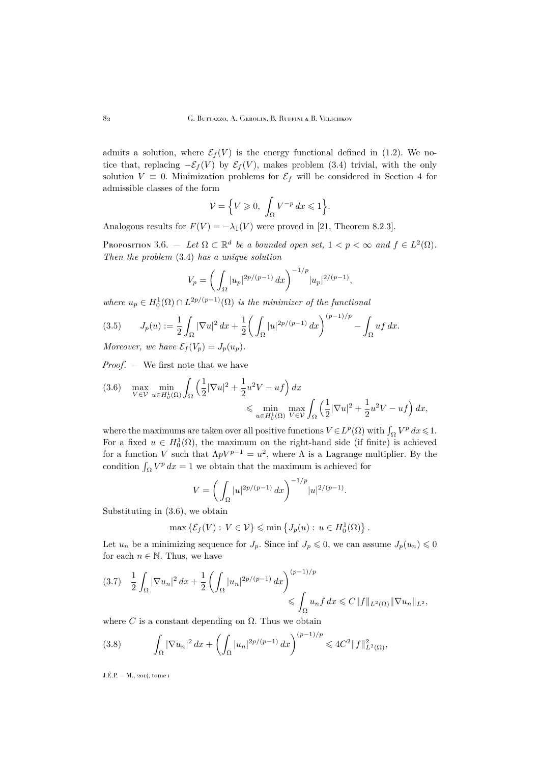admits a solution, where $\mathcal{E}_f(V)$ is the energy functional defined in (1.2). We notice that, replacing $-\mathcal{E}_f(V)$ by $\mathcal{E}_f(V)$, makes problem (3.4) trivial, with the only solution $V \equiv 0$. Minimization problems for $\mathcal{E}_f$ will be considered in Section 4 for admissible classes of the form

$$\mathcal{V} = \Big\{V \geqslant 0,\ \int_\Omega V^{-p}\,dx \leqslant 1\Big\}.$$

Analogous results for $F(V) = -\lambda_1(V)$ were proved in [21, Theorem 8.2.3].

Proposition 3.6. — *Let $\Omega \subset \mathbb{R}^d$ be a bounded open set, $1 < p < \infty$ and $f \in L^2(\Omega)$. Then the problem* (3.4) *has a unique solution*

$$V_p = \bigg(\int_\Omega |u_p|^{2p/(p-1)}\,dx\bigg)^{-1/p} |u_p|^{2/(p-1)},$$

*where $u_p \in H_0^1(\Omega) \cap L^{2p/(p-1)}(\Omega)$ is the minimizer of the functional*

$$J_p(u) := \frac{1}{2}\int_\Omega |\nabla u|^2\,dx + \frac{1}{2}\bigg(\int_\Omega |u|^{2p/(p-1)}\,dx\bigg)^{(p-1)/p} - \int_\Omega uf\,dx. \tag{3.5}$$

*Moreover, we have $\mathcal{E}_f(V_p) = J_p(u_p)$.*

*Proof*. — We first note that we have

$$\max_{V\in\mathcal{V}}\ \min_{u\in H_0^1(\Omega)} \int_\Omega \Big(\frac{1}{2}|\nabla u|^2 + \frac{1}{2}u^2V - uf\Big)\,dx \leqslant \min_{u\in H_0^1(\Omega)}\ \max_{V\in\mathcal{V}} \int_\Omega \Big(\frac{1}{2}|\nabla u|^2 + \frac{1}{2}u^2V - uf\Big)\,dx, \tag{3.6}$$

where the maximums are taken over all positive functions $V \in L^p(\Omega)$ with $\int_\Omega V^p\,dx \leqslant 1$. For a fixed $u \in H_0^1(\Omega)$, the maximum on the right-hand side (if finite) is achieved for a function $V$ such that $\Lambda p V^{p-1} = u^2$, where $\Lambda$ is a Lagrange multiplier. By the condition $\int_\Omega V^p\,dx = 1$ we obtain that the maximum is achieved for

$$V = \bigg(\int_\Omega |u|^{2p/(p-1)}\,dx\bigg)^{-1/p} |u|^{2/(p-1)}.$$

Substituting in (3.6), we obtain

$$\max\left\{\mathcal{E}_f(V) : V \in \mathcal{V}\right\} \leqslant \min\left\{J_p(u) : u \in H_0^1(\Omega)\right\}.$$

Let $u_n$ be a minimizing sequence for $J_p$. Since $\inf J_p \leqslant 0$, we can assume $J_p(u_n) \leqslant 0$ for each $n \in \mathbb{N}$. Thus, we have

$$\frac{1}{2}\int_\Omega |\nabla u_n|^2\,dx + \frac{1}{2}\bigg(\int_\Omega |u_n|^{2p/(p-1)}\,dx\bigg)^{(p-1)/p} \leqslant \int_\Omega u_n f\,dx \leqslant C\|f\|_{L^2(\Omega)}\|\nabla u_n\|_{L^2}, \tag{3.7}$$

where $C$ is a constant depending on $\Omega$. Thus we obtain

$$\int_\Omega |\nabla u_n|^2\,dx + \bigg(\int_\Omega |u_n|^{2p/(p-1)}\,dx\bigg)^{(p-1)/p} \leqslant 4C^2\|f\|_{L^2(\Omega)}^2, \tag{3.8}$$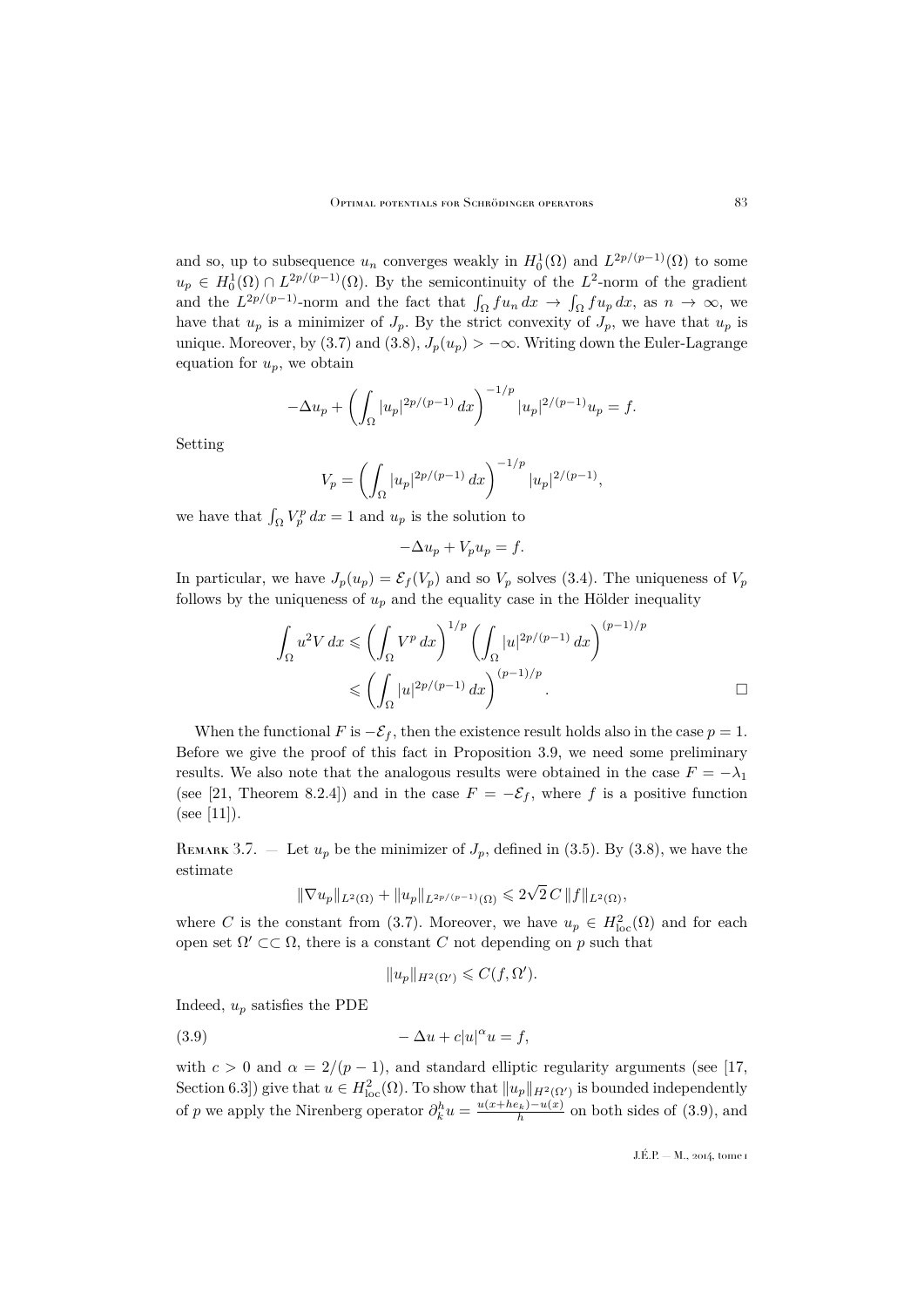and so, up to subsequence $u_n$ converges weakly in $H_0^1(\Omega)$ and $L^{2p/(p-1)}(\Omega)$ to some $u_p \in H_0^1(\Omega) \cap L^{2p/(p-1)}(\Omega)$. By the semicontinuity of the $L^2$-norm of the gradient and the $L^{2p/(p-1)}$-norm and the fact that $\int_\Omega f u_n \, dx \to \int_\Omega f u_p \, dx$, as $n \to \infty$, we have that $u_p$ is a minimizer of $J_p$. By the strict convexity of $J_p$, we have that $u_p$ is unique. Moreover, by (3.7) and (3.8), $J_p(u_p) > -\infty$. Writing down the Euler-Lagrange equation for $u_p$, we obtain

$$-\Delta u_p + \left( \int_\Omega |u_p|^{2p/(p-1)} \, dx \right)^{-1/p} |u_p|^{2/(p-1)} u_p = f.$$

Setting

$$V_p = \left( \int_\Omega |u_p|^{2p/(p-1)} \, dx \right)^{-1/p} |u_p|^{2/(p-1)},$$

we have that $\int_\Omega V_p^p \, dx = 1$ and $u_p$ is the solution to

$$-\Delta u_p + V_p u_p = f.$$

In particular, we have $J_p(u_p) = \mathcal{E}_f(V_p)$ and so $V_p$ solves (3.4). The uniqueness of $V_p$ follows by the uniqueness of $u_p$ and the equality case in the Hölder inequality

$$\begin{aligned}\int_\Omega u^2 V \, dx &\leqslant \left( \int_\Omega V^p \, dx \right)^{1/p} \left( \int_\Omega |u|^{2p/(p-1)} \, dx \right)^{(p-1)/p} \\ &\leqslant \left( \int_\Omega |u|^{2p/(p-1)} \, dx \right)^{(p-1)/p}. \end{aligned}$$

□

When the functional $F$ is $-\mathcal{E}_f$, then the existence result holds also in the case $p = 1$. Before we give the proof of this fact in Proposition 3.9, we need some preliminary results. We also note that the analogous results were obtained in the case $F = -\lambda_1$ (see [21, Theorem 8.2.4]) and in the case $F = -\mathcal{E}_f$, where $f$ is a positive function (see [11]).

Remark 3.7. — Let $u_p$ be the minimizer of $J_p$, defined in (3.5). By (3.8), we have the estimate

$$\|\nabla u_p\|_{L^2(\Omega)} + \|u_p\|_{L^{2p/(p-1)}(\Omega)} \leqslant 2\sqrt{2}\, C \, \|f\|_{L^2(\Omega)},$$

where $C$ is the constant from (3.7). Moreover, we have $u_p \in H^2_{\mathrm{loc}}(\Omega)$ and for each open set $\Omega' \subset\subset \Omega$, there is a constant $C$ not depending on $p$ such that

$$\|u_p\|_{H^2(\Omega')} \leqslant C(f, \Omega').$$

Indeed, $u_p$ satisfies the PDE

$$-\Delta u + c|u|^\alpha u = f, \tag{3.9}$$

with $c > 0$ and $\alpha = 2/(p-1)$, and standard elliptic regularity arguments (see [17, Section 6.3]) give that $u \in H^2_{\mathrm{loc}}(\Omega)$. To show that $\|u_p\|_{H^2(\Omega')}$ is bounded independently of $p$ we apply the Nirenberg operator $\partial_k^h u = \frac{u(x+he_k)-u(x)}{h}$ on both sides of (3.9), and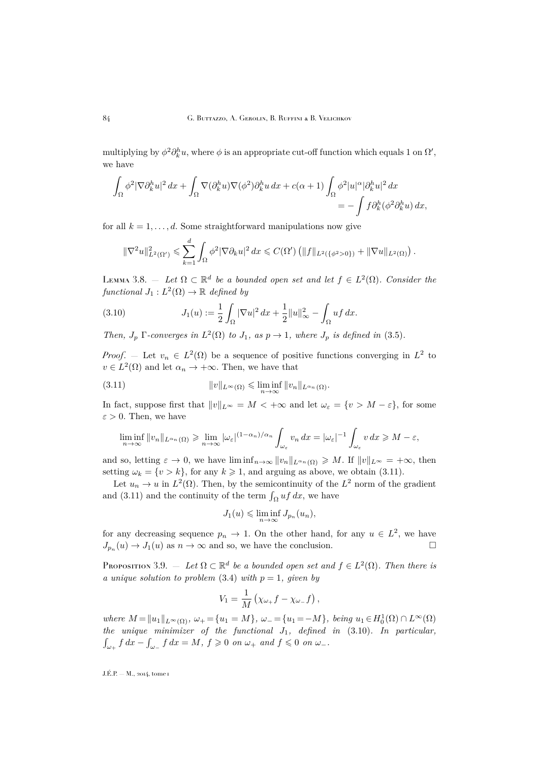multiplying by $\phi^2\partial_k^h u$, where $\phi$ is an appropriate cut-off function which equals 1 on $\Omega'$, we have

$$\int_\Omega \phi^2|\nabla\partial_k^h u|^2\,dx + \int_\Omega \nabla(\partial_k^h u)\nabla(\phi^2)\partial_k^h u\,dx + c(\alpha+1)\int_\Omega \phi^2|u|^\alpha|\partial_k^h u|^2\,dx \\ = -\int f\partial_k^h(\phi^2\partial_k^h u)\,dx,$$

for all $k=1,\dots,d$. Some straightforward manipulations now give

$$\|\nabla^2 u\|^2_{L^2(\Omega')} \leqslant \sum_{k=1}^d \int_\Omega \phi^2|\nabla\partial_k u|^2\,dx \leqslant C(\Omega')\left(\|f\|_{L^2(\{\phi^2>0\})} + \|\nabla u\|_{L^2(\Omega)}\right).$$

Lemma 3.8. — *Let $\Omega\subset\mathbb{R}^d$ be a bounded open set and let $f\in L^2(\Omega)$. Consider the functional $J_1 : L^2(\Omega)\to\mathbb{R}$ defined by*

$$J_1(u) := \frac{1}{2}\int_\Omega |\nabla u|^2\,dx + \frac{1}{2}\|u\|^2_\infty - \int_\Omega uf\,dx. \tag{3.10}$$

*Then, $J_p$ $\Gamma$-converges in $L^2(\Omega)$ to $J_1$, as $p\to 1$, where $J_p$ is defined in* (3.5).

*Proof*. — Let $v_n\in L^2(\Omega)$ be a sequence of positive functions converging in $L^2$ to $v\in L^2(\Omega)$ and let $\alpha_n\to+\infty$. Then, we have that

$$\|v\|_{L^\infty(\Omega)} \leqslant \liminf_{n\to\infty}\|v_n\|_{L^{\alpha_n}(\Omega)}. \tag{3.11}$$

In fact, suppose first that $\|v\|_{L^\infty} = M < +\infty$ and let $\omega_\varepsilon = \{v > M-\varepsilon\}$, for some $\varepsilon>0$. Then, we have

$$\liminf_{n\to\infty}\|v_n\|_{L^{\alpha_n}(\Omega)} \geqslant \lim_{n\to\infty}|\omega_\varepsilon|^{(1-\alpha_n)/\alpha_n}\int_{\omega_\varepsilon} v_n\,dx = |\omega_\varepsilon|^{-1}\int_{\omega_\varepsilon} v\,dx \geqslant M-\varepsilon,$$

and so, letting $\varepsilon\to 0$, we have $\liminf_{n\to\infty}\|v_n\|_{L^{\alpha_n}(\Omega)} \geqslant M$. If $\|v\|_{L^\infty} = +\infty$, then setting $\omega_k = \{v>k\}$, for any $k\geqslant 1$, and arguing as above, we obtain (3.11).

Let $u_n\to u$ in $L^2(\Omega)$. Then, by the semicontinuity of the $L^2$ norm of the gradient and (3.11) and the continuity of the term $\int_\Omega uf\,dx$, we have

$$J_1(u) \leqslant \liminf_{n\to\infty} J_{p_n}(u_n),$$

for any decreasing sequence $p_n\to 1$. On the other hand, for any $u\in L^2$, we have $J_{p_n}(u)\to J_1(u)$ as $n\to\infty$ and so, we have the conclusion. $\square$

Proposition 3.9. — *Let $\Omega\subset\mathbb{R}^d$ be a bounded open set and $f\in L^2(\Omega)$. Then there is a unique solution to problem* (3.4) *with $p=1$, given by*

$$V_1 = \frac{1}{M}\left(\chi_{\omega_+}f - \chi_{\omega_-}f\right),$$

*where $M = \|u_1\|_{L^\infty(\Omega)}$, $\omega_+ = \{u_1 = M\}$, $\omega_- = \{u_1 = -M\}$, being $u_1\in H^1_0(\Omega)\cap L^\infty(\Omega)$ the unique minimizer of the functional $J_1$, defined in* (3.10). *In particular, $\int_{\omega_+} f\,dx - \int_{\omega_-} f\,dx = M$, $f\geqslant 0$ on $\omega_+$ and $f\leqslant 0$ on $\omega_-$.*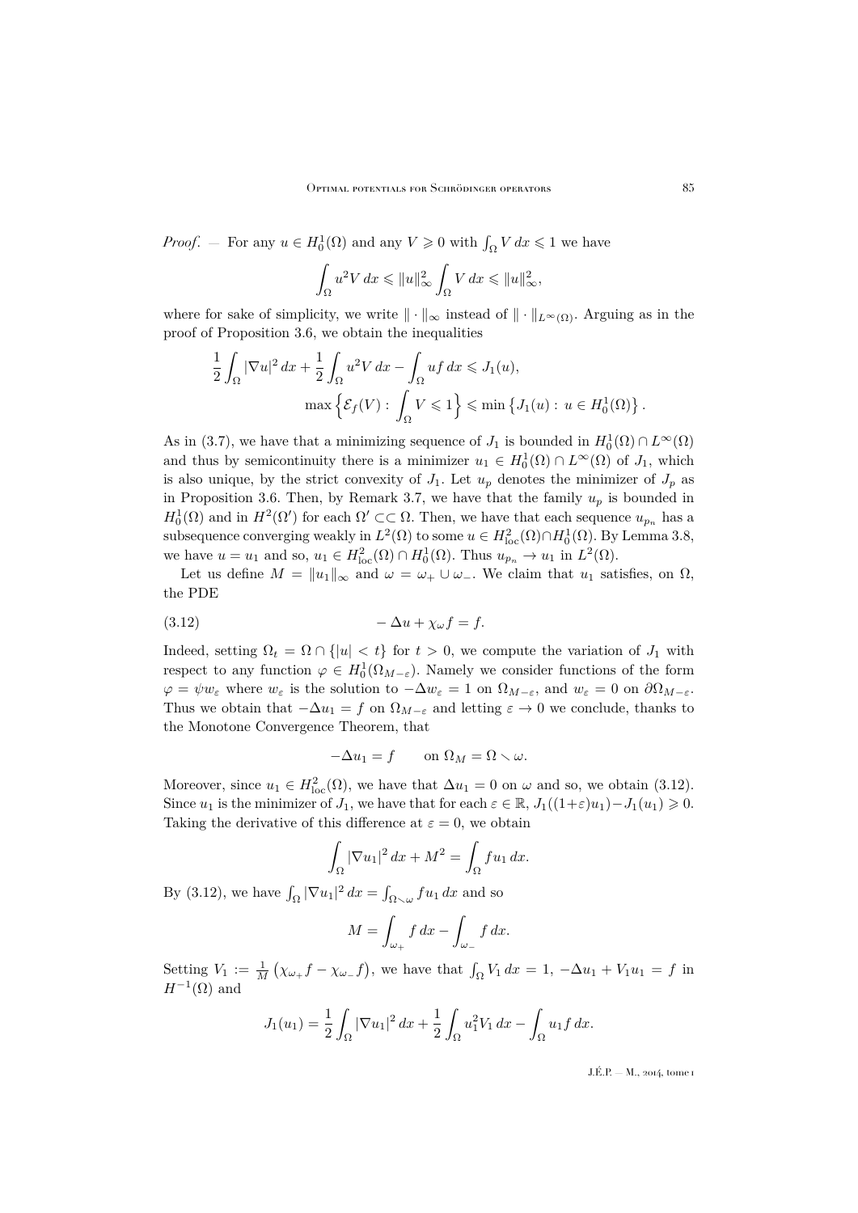*Proof*. — For any $u \in H_0^1(\Omega)$ and any $V \geqslant 0$ with $\int_\Omega V\,dx \leqslant 1$ we have

$$\int_\Omega u^2 V\,dx \leqslant \|u\|_\infty^2 \int_\Omega V\,dx \leqslant \|u\|_\infty^2,$$

where for sake of simplicity, we write $\|\cdot\|_\infty$ instead of $\|\cdot\|_{L^\infty(\Omega)}$. Arguing as in the proof of Proposition 3.6, we obtain the inequalities

$$\frac{1}{2}\int_\Omega |\nabla u|^2\,dx + \frac{1}{2}\int_\Omega u^2 V\,dx - \int_\Omega uf\,dx \leqslant J_1(u),$$
$$\max\Big\{\mathcal{E}_f(V) : \int_\Omega V \leqslant 1\Big\} \leqslant \min\big\{J_1(u) : u \in H_0^1(\Omega)\big\}.$$

As in (3.7), we have that a minimizing sequence of $J_1$ is bounded in $H_0^1(\Omega)\cap L^\infty(\Omega)$ and thus by semicontinuity there is a minimizer $u_1 \in H_0^1(\Omega)\cap L^\infty(\Omega)$ of $J_1$, which is also unique, by the strict convexity of $J_1$. Let $u_p$ denotes the minimizer of $J_p$ as in Proposition 3.6. Then, by Remark 3.7, we have that the family $u_p$ is bounded in $H_0^1(\Omega)$ and in $H^2(\Omega')$ for each $\Omega' \subset\subset \Omega$. Then, we have that each sequence $u_{p_n}$ has a subsequence converging weakly in $L^2(\Omega)$ to some $u \in H^2_{\mathrm{loc}}(\Omega)\cap H_0^1(\Omega)$. By Lemma 3.8, we have $u = u_1$ and so, $u_1 \in H^2_{\mathrm{loc}}(\Omega)\cap H_0^1(\Omega)$. Thus $u_{p_n} \to u_1$ in $L^2(\Omega)$.

Let us define $M = \|u_1\|_\infty$ and $\omega = \omega_+ \cup \omega_-$. We claim that $u_1$ satisfies, on $\Omega$, the PDE

$$-\Delta u + \chi_\omega f = f. \tag{3.12}$$

Indeed, setting $\Omega_t = \Omega \cap \{|u| < t\}$ for $t > 0$, we compute the variation of $J_1$ with respect to any function $\varphi \in H_0^1(\Omega_{M-\varepsilon})$. Namely we consider functions of the form $\varphi = \psi w_\varepsilon$ where $w_\varepsilon$ is the solution to $-\Delta w_\varepsilon = 1$ on $\Omega_{M-\varepsilon}$, and $w_\varepsilon = 0$ on $\partial\Omega_{M-\varepsilon}$. Thus we obtain that $-\Delta u_1 = f$ on $\Omega_{M-\varepsilon}$ and letting $\varepsilon \to 0$ we conclude, thanks to the Monotone Convergence Theorem, that

$$-\Delta u_1 = f \qquad \text{on } \Omega_M = \Omega \smallsetminus \omega.$$

Moreover, since $u_1 \in H^2_{\mathrm{loc}}(\Omega)$, we have that $\Delta u_1 = 0$ on $\omega$ and so, we obtain (3.12). Since $u_1$ is the minimizer of $J_1$, we have that for each $\varepsilon \in \mathbb{R}$, $J_1((1+\varepsilon)u_1) - J_1(u_1) \geqslant 0$. Taking the derivative of this difference at $\varepsilon = 0$, we obtain

$$\int_\Omega |\nabla u_1|^2\,dx + M^2 = \int_\Omega f u_1\,dx.$$

By (3.12), we have $\int_\Omega |\nabla u_1|^2\,dx = \int_{\Omega\smallsetminus\omega} f u_1\,dx$ and so

$$M = \int_{\omega_+} f\,dx - \int_{\omega_-} f\,dx.$$

Setting $V_1 := \frac{1}{M}\big(\chi_{\omega_+} f - \chi_{\omega_-} f\big)$, we have that $\int_\Omega V_1\,dx = 1$, $-\Delta u_1 + V_1 u_1 = f$ in $H^{-1}(\Omega)$ and

$$J_1(u_1) = \frac{1}{2}\int_\Omega |\nabla u_1|^2\,dx + \frac{1}{2}\int_\Omega u_1^2 V_1\,dx - \int_\Omega u_1 f\,dx.$$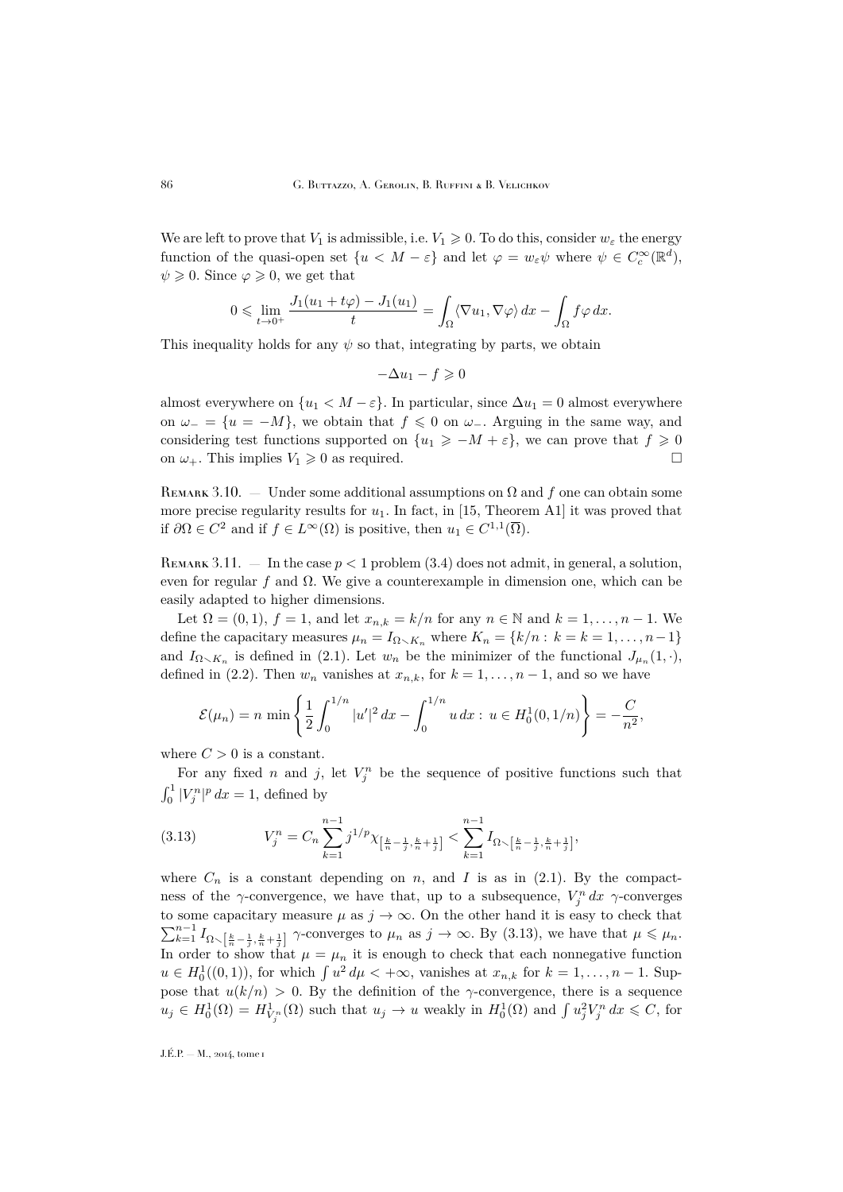We are left to prove that $V_1$ is admissible, i.e. $V_1 \geqslant 0$. To do this, consider $w_\varepsilon$ the energy function of the quasi-open set $\{u < M - \varepsilon\}$ and let $\varphi = w_\varepsilon \psi$ where $\psi \in C_c^\infty(\mathbb{R}^d)$, $\psi \geqslant 0$. Since $\varphi \geqslant 0$, we get that

$$0 \leqslant \lim_{t \to 0^+} \frac{J_1(u_1 + t\varphi) - J_1(u_1)}{t} = \int_\Omega \langle \nabla u_1, \nabla \varphi \rangle \, dx - \int_\Omega f \varphi \, dx.$$

This inequality holds for any $\psi$ so that, integrating by parts, we obtain

$$-\Delta u_1 - f \geqslant 0$$

almost everywhere on $\{u_1 < M - \varepsilon\}$. In particular, since $\Delta u_1 = 0$ almost everywhere on $\omega_- = \{u = -M\}$, we obtain that $f \leqslant 0$ on $\omega_-$. Arguing in the same way, and considering test functions supported on $\{u_1 \geqslant -M + \varepsilon\}$, we can prove that $f \geqslant 0$ on $\omega_+$. This implies $V_1 \geqslant 0$ as required. □

Remark 3.10. — Under some additional assumptions on $\Omega$ and $f$ one can obtain some more precise regularity results for $u_1$. In fact, in [15, Theorem A1] it was proved that if $\partial\Omega \in C^2$ and if $f \in L^\infty(\Omega)$ is positive, then $u_1 \in C^{1,1}(\overline{\Omega})$.

Remark 3.11. — In the case $p < 1$ problem (3.4) does not admit, in general, a solution, even for regular $f$ and $\Omega$. We give a counterexample in dimension one, which can be easily adapted to higher dimensions.

Let $\Omega = (0,1)$, $f = 1$, and let $x_{n,k} = k/n$ for any $n \in \mathbb{N}$ and $k = 1, \dots, n-1$. We define the capacitary measures $\mu_n = I_{\Omega \smallsetminus K_n}$ where $K_n = \{k/n : k = k = 1, \dots, n-1\}$ and $I_{\Omega \smallsetminus K_n}$ is defined in (2.1). Let $w_n$ be the minimizer of the functional $J_{\mu_n}(1, \cdot)$, defined in (2.2). Then $w_n$ vanishes at $x_{n,k}$, for $k = 1, \dots, n-1$, and so we have

$$\mathcal{E}(\mu_n) = n \, \min \left\{ \frac{1}{2} \int_0^{1/n} |u'|^2 \, dx - \int_0^{1/n} u \, dx : \, u \in H_0^1(0, 1/n) \right\} = -\frac{C}{n^2},$$

where $C > 0$ is a constant.

For any fixed $n$ and $j$, let $V_j^n$ be the sequence of positive functions such that $\int_0^1 |V_j^n|^p \, dx = 1$, defined by

$$V_j^n = C_n \sum_{k=1}^{n-1} j^{1/p} \chi_{\left[\frac{k}{n} - \frac{1}{j}, \frac{k}{n} + \frac{1}{j}\right]} < \sum_{k=1}^{n-1} I_{\Omega \smallsetminus \left[\frac{k}{n} - \frac{1}{j}, \frac{k}{n} + \frac{1}{j}\right]}, \tag{3.13}$$

where $C_n$ is a constant depending on $n$, and $I$ is as in (2.1). By the compactness of the $\gamma$-convergence, we have that, up to a subsequence, $V_j^n \, dx$ $\gamma$-converges to some capacitary measure $\mu$ as $j \to \infty$. On the other hand it is easy to check that $\sum_{k=1}^{n-1} I_{\Omega \smallsetminus \left[\frac{k}{n} - \frac{1}{j}, \frac{k}{n} + \frac{1}{j}\right]}$ $\gamma$-converges to $\mu_n$ as $j \to \infty$. By (3.13), we have that $\mu \leqslant \mu_n$. In order to show that $\mu = \mu_n$ it is enough to check that each nonnegative function $u \in H_0^1((0,1))$, for which $\int u^2 \, d\mu < +\infty$, vanishes at $x_{n,k}$ for $k = 1, \dots, n-1$. Suppose that $u(k/n) > 0$. By the definition of the $\gamma$-convergence, there is a sequence $u_j \in H_0^1(\Omega) = H_{V_j^n}^1(\Omega)$ such that $u_j \to u$ weakly in $H_0^1(\Omega)$ and $\int u_j^2 V_j^n \, dx \leqslant C$, for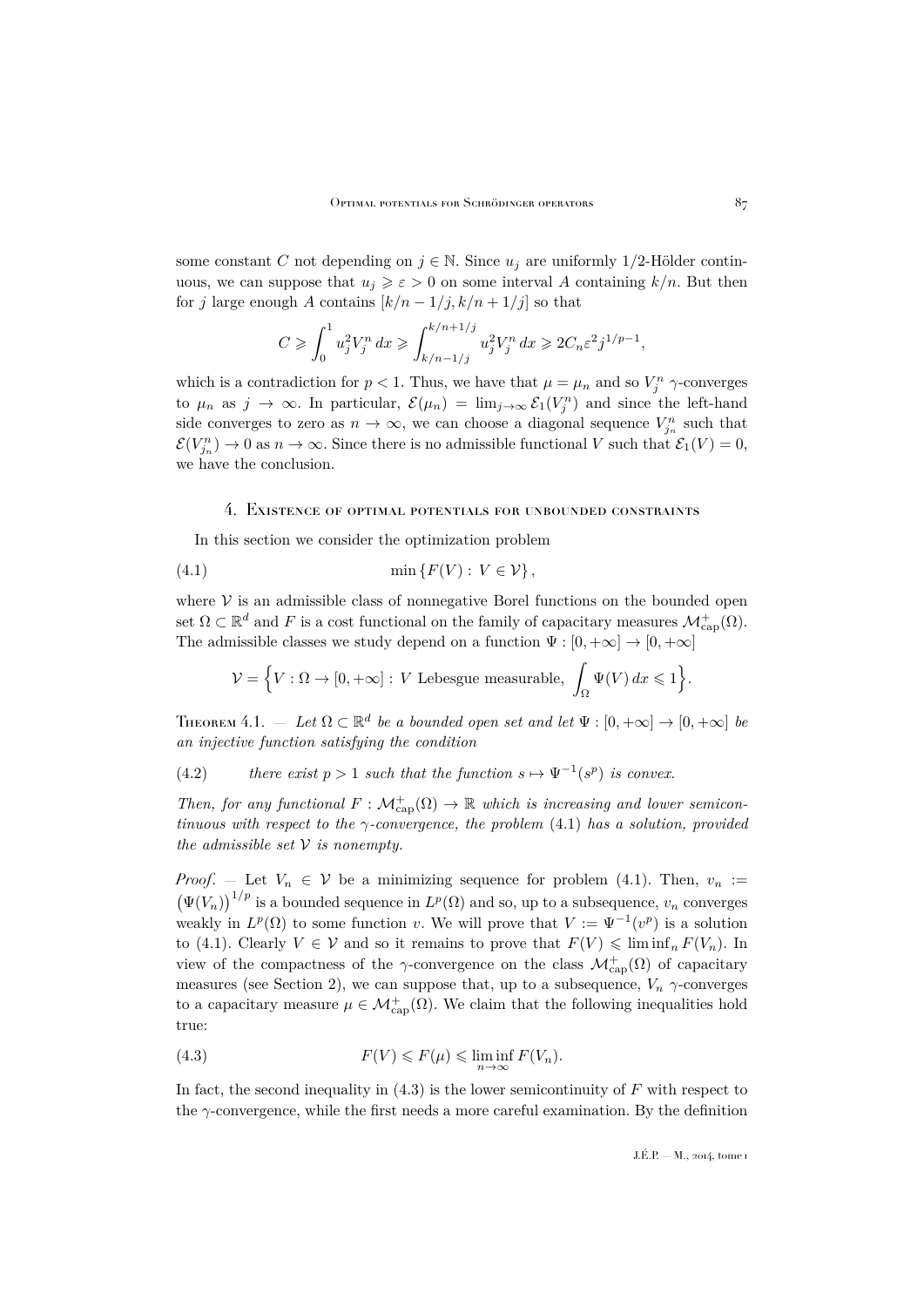some constant $C$ not depending on $j \in \mathbb{N}$. Since $u_j$ are uniformly $1/2$-Hölder continuous, we can suppose that $u_j \geqslant \varepsilon > 0$ on some interval $A$ containing $k/n$. But then for $j$ large enough $A$ contains $[k/n - 1/j, k/n + 1/j]$ so that

$$C \geqslant \int_0^1 u_j^2 V_j^n \, dx \geqslant \int_{k/n-1/j}^{k/n+1/j} u_j^2 V_j^n \, dx \geqslant 2C_n \varepsilon^2 j^{1/p-1},$$

which is a contradiction for $p < 1$. Thus, we have that $\mu = \mu_n$ and so $V_j^n$ $\gamma$-converges to $\mu_n$ as $j \to \infty$. In particular, $\mathcal{E}(\mu_n) = \lim_{j\to\infty} \mathcal{E}_1(V_j^n)$ and since the left-hand side converges to zero as $n \to \infty$, we can choose a diagonal sequence $V_{j_n}^n$ such that $\mathcal{E}(V_{j_n}^n) \to 0$ as $n \to \infty$. Since there is no admissible functional $V$ such that $\mathcal{E}_1(V) = 0$, we have the conclusion.

## 4. Existence of optimal potentials for unbounded constraints

In this section we consider the optimization problem

$$\min \left\{ F(V) : \; V \in \mathcal{V} \right\}, \tag{4.1}$$

where $\mathcal{V}$ is an admissible class of nonnegative Borel functions on the bounded open set $\Omega \subset \mathbb{R}^d$ and $F$ is a cost functional on the family of capacitary measures $\mathcal{M}^+_{\mathrm{cap}}(\Omega)$. The admissible classes we study depend on a function $\Psi : [0, +\infty] \to [0, +\infty]$

$$\mathcal{V} = \Big\{ V : \Omega \to [0, +\infty] : \; V \text{ Lebesgue measurable}, \; \int_\Omega \Psi(V) \, dx \leqslant 1 \Big\}.$$

Theorem 4.1. — *Let $\Omega \subset \mathbb{R}^d$ be a bounded open set and let $\Psi : [0, +\infty] \to [0, +\infty]$ be an injective function satisfying the condition*

$$\text{there exist } p > 1 \text{ such that the function } s \mapsto \Psi^{-1}(s^p) \text{ is convex.} \tag{4.2}$$

*Then, for any functional $F : \mathcal{M}^+_{\mathrm{cap}}(\Omega) \to \mathbb{R}$ which is increasing and lower semicontinuous with respect to the $\gamma$-convergence, the problem* (4.1) *has a solution, provided the admissible set $\mathcal{V}$ is nonempty.*

*Proof*. — Let $V_n \in \mathcal{V}$ be a minimizing sequence for problem (4.1). Then, $v_n := \big(\Psi(V_n)\big)^{1/p}$ is a bounded sequence in $L^p(\Omega)$ and so, up to a subsequence, $v_n$ converges weakly in $L^p(\Omega)$ to some function $v$. We will prove that $V := \Psi^{-1}(v^p)$ is a solution to (4.1). Clearly $V \in \mathcal{V}$ and so it remains to prove that $F(V) \leqslant \liminf_n F(V_n)$. In view of the compactness of the $\gamma$-convergence on the class $\mathcal{M}^+_{\mathrm{cap}}(\Omega)$ of capacitary measures (see Section 2), we can suppose that, up to a subsequence, $V_n$ $\gamma$-converges to a capacitary measure $\mu \in \mathcal{M}^+_{\mathrm{cap}}(\Omega)$. We claim that the following inequalities hold true:

$$F(V) \leqslant F(\mu) \leqslant \liminf_{n\to\infty} F(V_n). \tag{4.3}$$

In fact, the second inequality in (4.3) is the lower semicontinuity of $F$ with respect to the $\gamma$-convergence, while the first needs a more careful examination. By the definition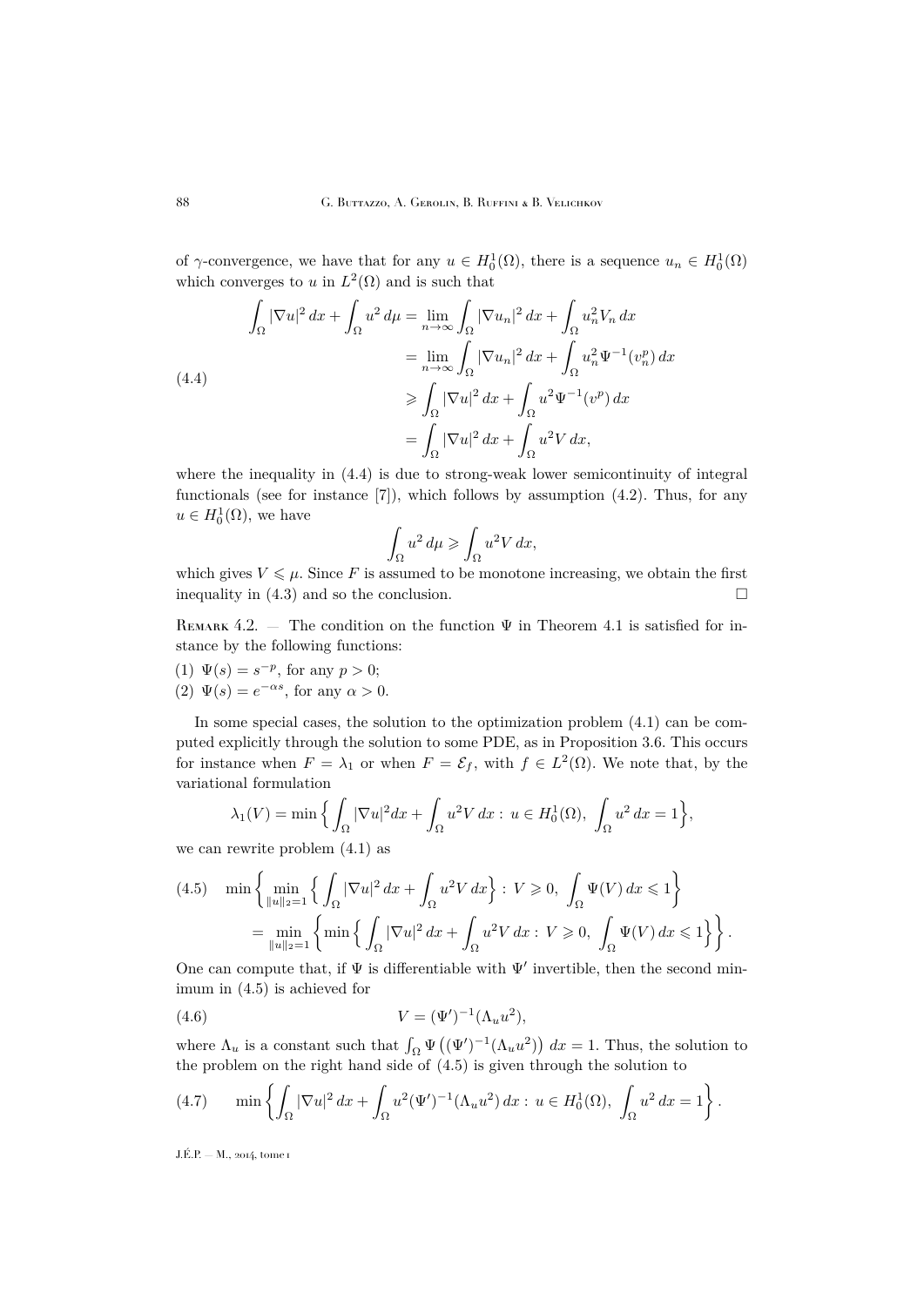of $\gamma$-convergence, we have that for any $u \in H_0^1(\Omega)$, there is a sequence $u_n \in H_0^1(\Omega)$ which converges to $u$ in $L^2(\Omega)$ and is such that

$$
\begin{aligned}
\int_\Omega |\nabla u|^2\,dx + \int_\Omega u^2\,d\mu &= \lim_{n\to\infty} \int_\Omega |\nabla u_n|^2\,dx + \int_\Omega u_n^2 V_n\,dx \\
&= \lim_{n\to\infty} \int_\Omega |\nabla u_n|^2\,dx + \int_\Omega u_n^2 \Psi^{-1}(v_n^p)\,dx \\
&\geqslant \int_\Omega |\nabla u|^2\,dx + \int_\Omega u^2 \Psi^{-1}(v^p)\,dx \\
&= \int_\Omega |\nabla u|^2\,dx + \int_\Omega u^2 V\,dx,
\end{aligned}
\tag{4.4}
$$

where the inequality in (4.4) is due to strong-weak lower semicontinuity of integral functionals (see for instance [7]), which follows by assumption (4.2). Thus, for any $u \in H_0^1(\Omega)$, we have

$$
\int_\Omega u^2\,d\mu \geqslant \int_\Omega u^2 V\,dx,
$$

which gives $V \leqslant \mu$. Since $F$ is assumed to be monotone increasing, we obtain the first inequality in (4.3) and so the conclusion. □

Remark 4.2. — The condition on the function $\Psi$ in Theorem 4.1 is satisfied for instance by the following functions:

(1) $\Psi(s) = s^{-p}$, for any $p > 0$;
(2) $\Psi(s) = e^{-\alpha s}$, for any $\alpha > 0$.

In some special cases, the solution to the optimization problem (4.1) can be computed explicitly through the solution to some PDE, as in Proposition 3.6. This occurs for instance when $F = \lambda_1$ or when $F = \mathcal{E}_f$, with $f \in L^2(\Omega)$. We note that, by the variational formulation

$$
\lambda_1(V) = \min\Big\{ \int_\Omega |\nabla u|^2 dx + \int_\Omega u^2 V\,dx : \, u \in H_0^1(\Omega),\ \int_\Omega u^2\,dx = 1 \Big\},
$$

we can rewrite problem (4.1) as

$$
\begin{aligned}
&\min\Big\{ \min_{\|u\|_2=1} \Big\{ \int_\Omega |\nabla u|^2\,dx + \int_\Omega u^2 V\,dx \Big\} : \, V \geqslant 0,\ \int_\Omega \Psi(V)\,dx \leqslant 1 \Big\} \\
&\quad = \min_{\|u\|_2=1} \Big\{ \min\Big\{ \int_\Omega |\nabla u|^2\,dx + \int_\Omega u^2 V\,dx : \, V \geqslant 0,\ \int_\Omega \Psi(V)\,dx \leqslant 1 \Big\} \Big\}.
\end{aligned}
\tag{4.5}
$$

One can compute that, if $\Psi$ is differentiable with $\Psi'$ invertible, then the second minimum in (4.5) is achieved for

$$
V = (\Psi')^{-1}(\Lambda_u u^2),
\tag{4.6}
$$

where $\Lambda_u$ is a constant such that $\int_\Omega \Psi\big((\Psi')^{-1}(\Lambda_u u^2)\big)\,dx = 1$. Thus, the solution to the problem on the right hand side of (4.5) is given through the solution to

$$
\min\left\{ \int_\Omega |\nabla u|^2\,dx + \int_\Omega u^2 (\Psi')^{-1}(\Lambda_u u^2)\,dx : \, u \in H_0^1(\Omega),\ \int_\Omega u^2\,dx = 1 \right\}.
\tag{4.7}
$$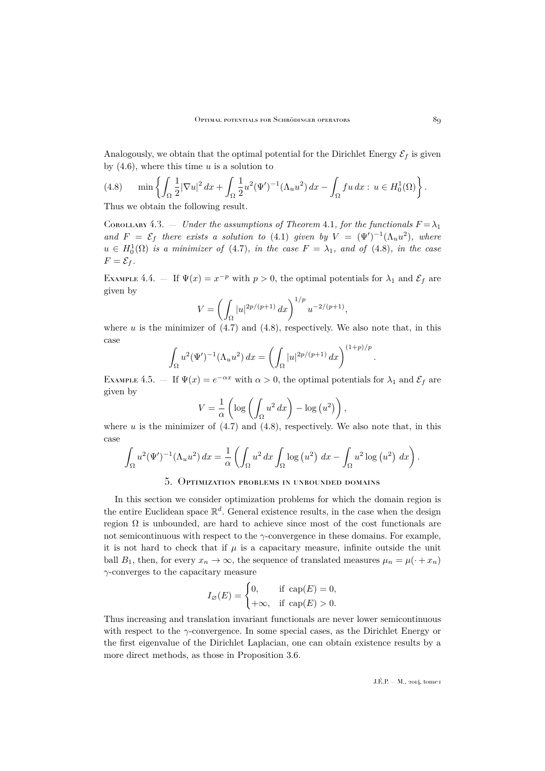Analogously, we obtain that the optimal potential for the Dirichlet Energy $\mathcal{E}_f$ is given by (4.6), where this time $u$ is a solution to

$$\min\left\{\int_\Omega \frac{1}{2}|\nabla u|^2\,dx + \int_\Omega \frac{1}{2}u^2(\Psi')^{-1}(\Lambda_u u^2)\,dx - \int_\Omega fu\,dx : \, u\in H_0^1(\Omega)\right\}. \tag{4.8}$$

Thus we obtain the following result.

Corollary 4.3. — *Under the assumptions of Theorem 4.1, for the functionals $F=\lambda_1$ and $F=\mathcal{E}_f$ there exists a solution to (4.1) given by $V=(\Psi')^{-1}(\Lambda_u u^2)$, where $u\in H_0^1(\Omega)$ is a minimizer of (4.7), in the case $F=\lambda_1$, and of (4.8), in the case $F=\mathcal{E}_f$.*

Example 4.4. — If $\Psi(x)=x^{-p}$ with $p>0$, the optimal potentials for $\lambda_1$ and $\mathcal{E}_f$ are given by

$$V=\left(\int_\Omega |u|^{2p/(p+1)}\,dx\right)^{1/p} u^{-2/(p+1)},$$

where $u$ is the minimizer of (4.7) and (4.8), respectively. We also note that, in this case

$$\int_\Omega u^2(\Psi')^{-1}(\Lambda_u u^2)\,dx = \left(\int_\Omega |u|^{2p/(p+1)}\,dx\right)^{(1+p)/p}.$$

Example 4.5. — If $\Psi(x)=e^{-\alpha x}$ with $\alpha>0$, the optimal potentials for $\lambda_1$ and $\mathcal{E}_f$ are given by

$$V=\frac{1}{\alpha}\left(\log\left(\int_\Omega u^2\,dx\right)-\log\left(u^2\right)\right),$$

where $u$ is the minimizer of (4.7) and (4.8), respectively. We also note that, in this case

$$\int_\Omega u^2(\Psi')^{-1}(\Lambda_u u^2)\,dx = \frac{1}{\alpha}\left(\int_\Omega u^2\,dx\int_\Omega \log\left(u^2\right)\,dx - \int_\Omega u^2\log\left(u^2\right)\,dx\right).$$

## 5. Optimization problems in unbounded domains

In this section we consider optimization problems for which the domain region is the entire Euclidean space $\mathbb{R}^d$. General existence results, in the case when the design region $\Omega$ is unbounded, are hard to achieve since most of the cost functionals are not semicontinuous with respect to the $\gamma$-convergence in these domains. For example, it is not hard to check that if $\mu$ is a capacitary measure, infinite outside the unit ball $B_1$, then, for every $x_n\to\infty$, the sequence of translated measures $\mu_n=\mu(\cdot+x_n)$ $\gamma$-converges to the capacitary measure

$$I_\varnothing(E)=\begin{cases}0, & \text{if } \operatorname{cap}(E)=0,\\ +\infty, & \text{if } \operatorname{cap}(E)>0.\end{cases}$$

Thus increasing and translation invariant functionals are never lower semicontinuous with respect to the $\gamma$-convergence. In some special cases, as the Dirichlet Energy or the first eigenvalue of the Dirichlet Laplacian, one can obtain existence results by a more direct methods, as those in Proposition 3.6.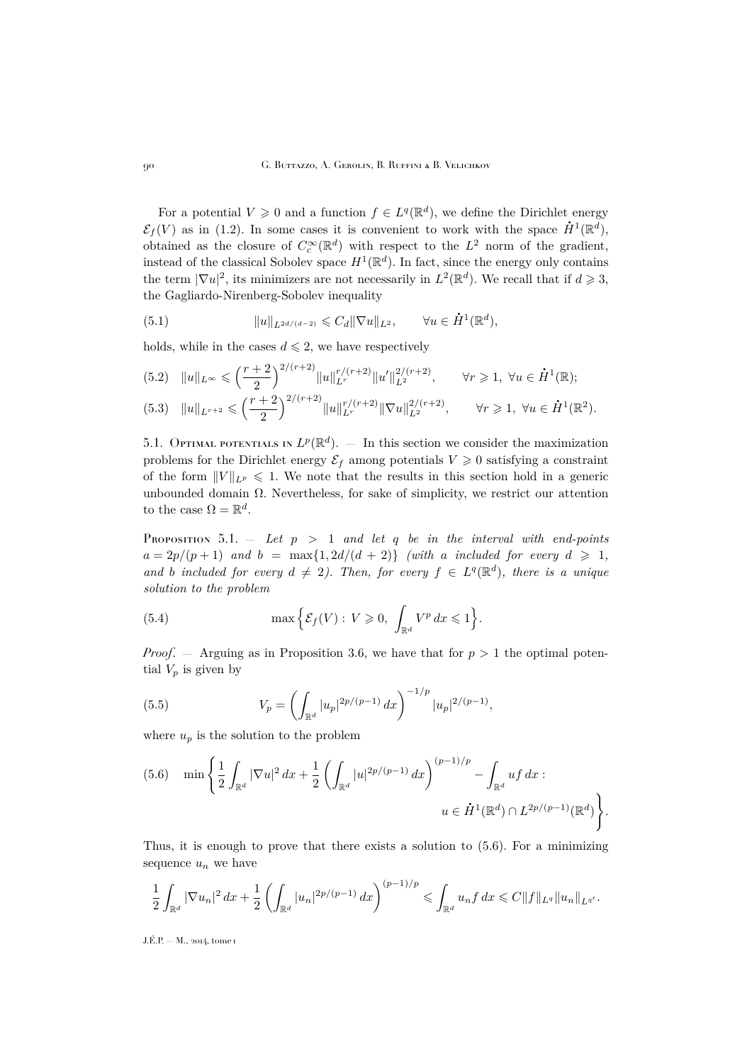For a potential $V \geqslant 0$ and a function $f \in L^q(\mathbb{R}^d)$, we define the Dirichlet energy $\mathcal{E}_f(V)$ as in (1.2). In some cases it is convenient to work with the space $\dot{H}^1(\mathbb{R}^d)$, obtained as the closure of $C_c^\infty(\mathbb{R}^d)$ with respect to the $L^2$ norm of the gradient, instead of the classical Sobolev space $H^1(\mathbb{R}^d)$. In fact, since the energy only contains the term $|\nabla u|^2$, its minimizers are not necessarily in $L^2(\mathbb{R}^d)$. We recall that if $d \geqslant 3$, the Gagliardo-Nirenberg-Sobolev inequality

$$\|u\|_{L^{2d/(d-2)}} \leqslant C_d \|\nabla u\|_{L^2}, \qquad \forall u \in \dot{H}^1(\mathbb{R}^d), \tag{5.1}$$

holds, while in the cases $d \leqslant 2$, we have respectively

$$\|u\|_{L^\infty} \leqslant \Big(\frac{r+2}{2}\Big)^{2/(r+2)} \|u\|_{L^r}^{r/(r+2)} \|u'\|_{L^2}^{2/(r+2)}, \qquad \forall r \geqslant 1,\ \forall u \in \dot{H}^1(\mathbb{R}); \tag{5.2}$$

$$\|u\|_{L^{r+2}} \leqslant \Big(\frac{r+2}{2}\Big)^{2/(r+2)} \|u\|_{L^r}^{r/(r+2)} \|\nabla u\|_{L^2}^{2/(r+2)}, \qquad \forall r \geqslant 1,\ \forall u \in \dot{H}^1(\mathbb{R}^2). \tag{5.3}$$

### 5.1. Optimal potentials in $L^p(\mathbb{R}^d)$.

In this section we consider the maximization problems for the Dirichlet energy $\mathcal{E}_f$ among potentials $V \geqslant 0$ satisfying a constraint of the form $\|V\|_{L^p} \leqslant 1$. We note that the results in this section hold in a generic unbounded domain $\Omega$. Nevertheless, for sake of simplicity, we restrict our attention to the case $\Omega = \mathbb{R}^d$.

**Proposition 5.1.** — *Let $p > 1$ and let $q$ be in the interval with end-points $a = 2p/(p+1)$ and $b = \max\{1, 2d/(d+2)\}$ (with $a$ included for every $d \geqslant 1$, and $b$ included for every $d \neq 2$). Then, for every $f \in L^q(\mathbb{R}^d)$, there is a unique solution to the problem*

$$\max\Big\{\mathcal{E}_f(V) : V \geqslant 0,\ \int_{\mathbb{R}^d} V^p\,dx \leqslant 1\Big\}. \tag{5.4}$$

*Proof.* — Arguing as in Proposition 3.6, we have that for $p > 1$ the optimal potential $V_p$ is given by

$$V_p = \bigg(\int_{\mathbb{R}^d} |u_p|^{2p/(p-1)}\,dx\bigg)^{-1/p} |u_p|^{2/(p-1)}, \tag{5.5}$$

where $u_p$ is the solution to the problem

$$\min\bigg\{\frac{1}{2}\int_{\mathbb{R}^d} |\nabla u|^2\,dx + \frac{1}{2}\bigg(\int_{\mathbb{R}^d} |u|^{2p/(p-1)}\,dx\bigg)^{(p-1)/p} - \int_{\mathbb{R}^d} uf\,dx : u \in \dot{H}^1(\mathbb{R}^d) \cap L^{2p/(p-1)}(\mathbb{R}^d)\bigg\}. \tag{5.6}$$

Thus, it is enough to prove that there exists a solution to (5.6). For a minimizing sequence $u_n$ we have

$$\frac{1}{2}\int_{\mathbb{R}^d} |\nabla u_n|^2\,dx + \frac{1}{2}\bigg(\int_{\mathbb{R}^d} |u_n|^{2p/(p-1)}\,dx\bigg)^{(p-1)/p} \leqslant \int_{\mathbb{R}^d} u_n f\,dx \leqslant C\|f\|_{L^q}\|u_n\|_{L^{q'}}.$$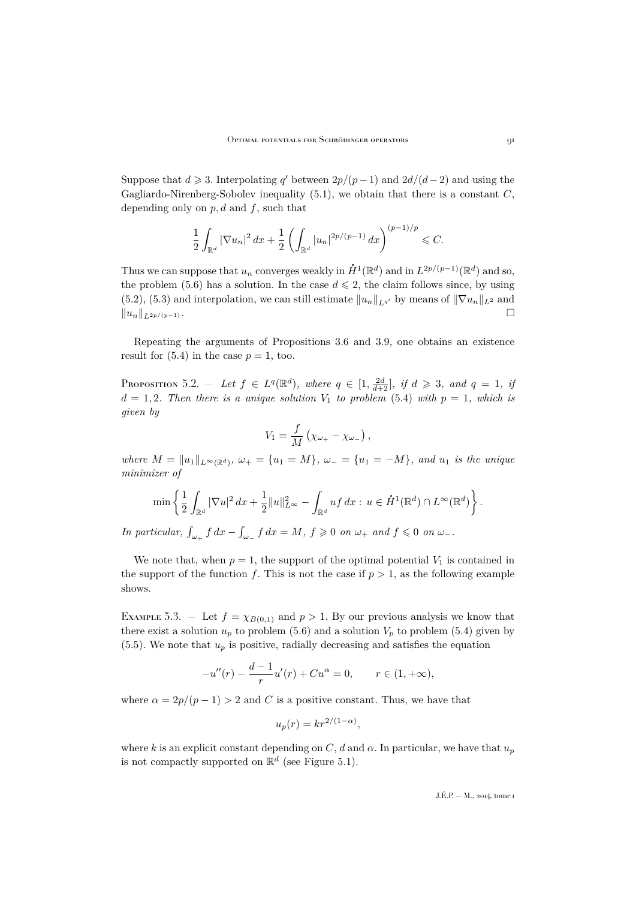Suppose that $d \geqslant 3$. Interpolating $q'$ between $2p/(p-1)$ and $2d/(d-2)$ and using the Gagliardo-Nirenberg-Sobolev inequality (5.1), we obtain that there is a constant $C$, depending only on $p, d$ and $f$, such that

$$\frac{1}{2}\int_{\mathbb{R}^d} |\nabla u_n|^2\,dx + \frac{1}{2}\left(\int_{\mathbb{R}^d} |u_n|^{2p/(p-1)}\,dx\right)^{(p-1)/p} \leqslant C.$$

Thus we can suppose that $u_n$ converges weakly in $\dot{H}^1(\mathbb{R}^d)$ and in $L^{2p/(p-1)}(\mathbb{R}^d)$ and so, the problem (5.6) has a solution. In the case $d \leqslant 2$, the claim follows since, by using (5.2), (5.3) and interpolation, we can still estimate $\|u_n\|_{L^{q'}}$ by means of $\|\nabla u_n\|_{L^2}$ and $\|u_n\|_{L^{2p/(p-1)}}$. $\square$

Repeating the arguments of Propositions 3.6 and 3.9, one obtains an existence result for (5.4) in the case $p = 1$, too.

Proposition 5.2. — *Let $f \in L^q(\mathbb{R}^d)$, where $q \in [1, \frac{2d}{d+2}]$, if $d \geqslant 3$, and $q = 1$, if $d = 1, 2$. Then there is a unique solution $V_1$ to problem (5.4) with $p = 1$, which is given by*

$$V_1 = \frac{f}{M}\left(\chi_{\omega_+} - \chi_{\omega_-}\right),$$

*where $M = \|u_1\|_{L^\infty(\mathbb{R}^d)}$, $\omega_+ = \{u_1 = M\}$, $\omega_- = \{u_1 = -M\}$, and $u_1$ is the unique minimizer of*

$$\min\left\{\frac{1}{2}\int_{\mathbb{R}^d} |\nabla u|^2\,dx + \frac{1}{2}\|u\|_{L^\infty}^2 - \int_{\mathbb{R}^d} uf\,dx \,:\, u \in \dot{H}^1(\mathbb{R}^d) \cap L^\infty(\mathbb{R}^d)\right\}.$$

*In particular, $\int_{\omega_+} f\,dx - \int_{\omega_-} f\,dx = M$, $f \geqslant 0$ on $\omega_+$ and $f \leqslant 0$ on $\omega_-$.*

We note that, when $p = 1$, the support of the optimal potential $V_1$ is contained in the support of the function $f$. This is not the case if $p > 1$, as the following example shows.

Example 5.3. — Let $f = \chi_{B(0,1)}$ and $p > 1$. By our previous analysis we know that there exist a solution $u_p$ to problem (5.6) and a solution $V_p$ to problem (5.4) given by (5.5). We note that $u_p$ is positive, radially decreasing and satisfies the equation

$$-u''(r) - \frac{d-1}{r}u'(r) + Cu^\alpha = 0, \qquad r \in (1, +\infty),$$

where $\alpha = 2p/(p-1) > 2$ and $C$ is a positive constant. Thus, we have that

$$u_p(r) = kr^{2/(1-\alpha)},$$

where $k$ is an explicit constant depending on $C$, $d$ and $\alpha$. In particular, we have that $u_p$ is not compactly supported on $\mathbb{R}^d$ (see Figure 5.1).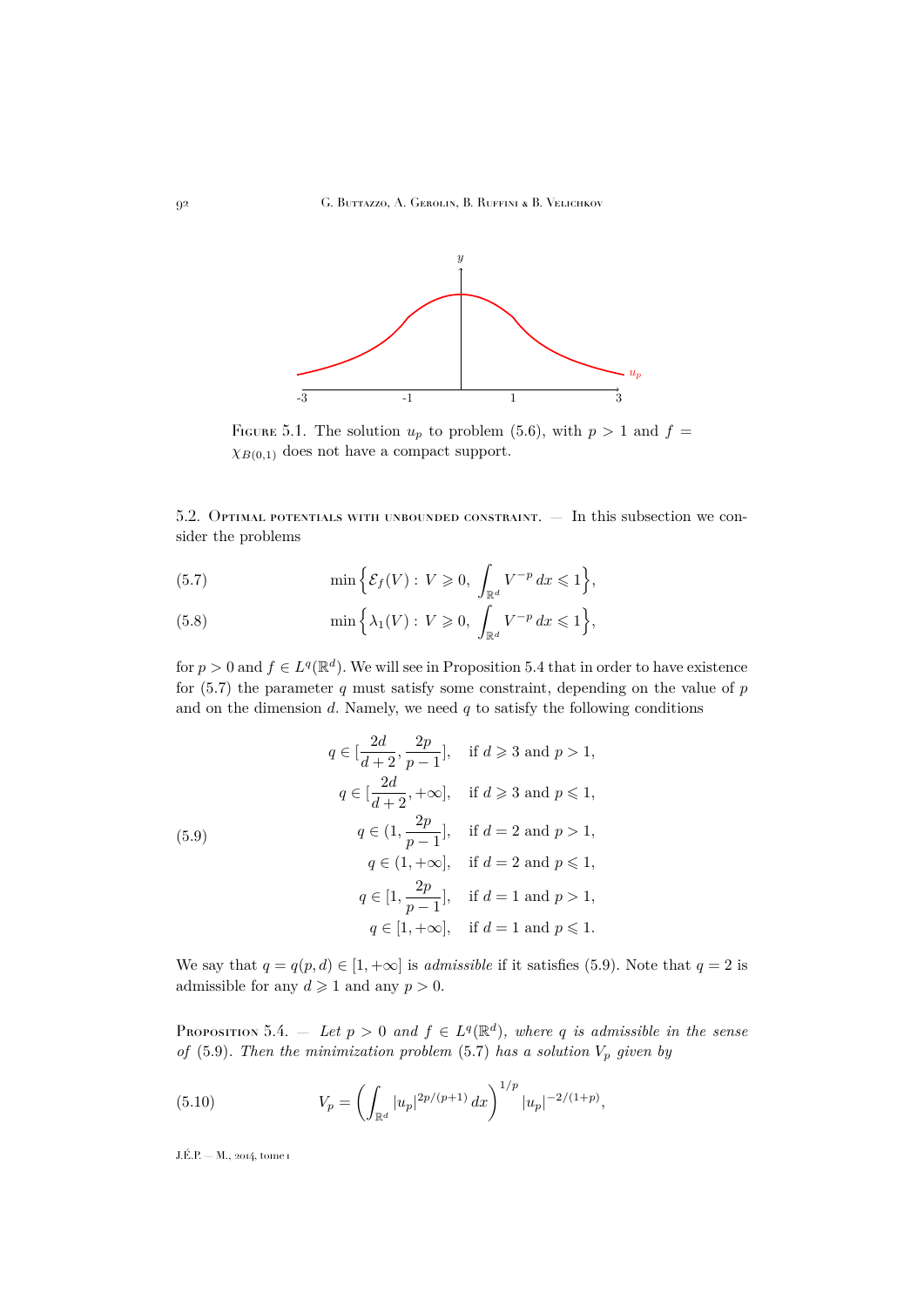Figure 5.1. The solution $u_p$ to problem (5.6), with $p > 1$ and $f = \chi_{B(0,1)}$ does not have a compact support.

### 5.2. Optimal potentials with unbounded constraint.

— In this subsection we consider the problems

$$\min\Big\{\mathcal{E}_f(V) :\ V \geqslant 0,\ \int_{\mathbb{R}^d} V^{-p}\,dx \leqslant 1\Big\}, \tag{5.7}$$

$$\min\Big\{\lambda_1(V) :\ V \geqslant 0,\ \int_{\mathbb{R}^d} V^{-p}\,dx \leqslant 1\Big\}, \tag{5.8}$$

for $p > 0$ and $f \in L^q(\mathbb{R}^d)$. We will see in Proposition 5.4 that in order to have existence for (5.7) the parameter $q$ must satisfy some constraint, depending on the value of $p$ and on the dimension $d$. Namely, we need $q$ to satisfy the following conditions

$$
\begin{aligned}
q &\in [\tfrac{2d}{d+2}, \tfrac{2p}{p-1}], &&\text{if } d \geqslant 3 \text{ and } p > 1,\\
q &\in [\tfrac{2d}{d+2}, +\infty], &&\text{if } d \geqslant 3 \text{ and } p \leqslant 1,\\
q &\in (1, \tfrac{2p}{p-1}], &&\text{if } d = 2 \text{ and } p > 1,\\
q &\in (1, +\infty], &&\text{if } d = 2 \text{ and } p \leqslant 1,\\
q &\in [1, \tfrac{2p}{p-1}], &&\text{if } d = 1 \text{ and } p > 1,\\
q &\in [1, +\infty], &&\text{if } d = 1 \text{ and } p \leqslant 1.
\end{aligned}
\tag{5.9}
$$

We say that $q = q(p,d) \in [1, +\infty]$ is *admissible* if it satisfies (5.9). Note that $q = 2$ is admissible for any $d \geqslant 1$ and any $p > 0$.

**Proposition 5.4.** — *Let $p > 0$ and $f \in L^q(\mathbb{R}^d)$, where $q$ is admissible in the sense of* (5.9)*. Then the minimization problem* (5.7) *has a solution $V_p$ given by*

$$V_p = \left(\int_{\mathbb{R}^d} |u_p|^{2p/(p+1)}\,dx\right)^{1/p} |u_p|^{-2/(1+p)}, \tag{5.10}$$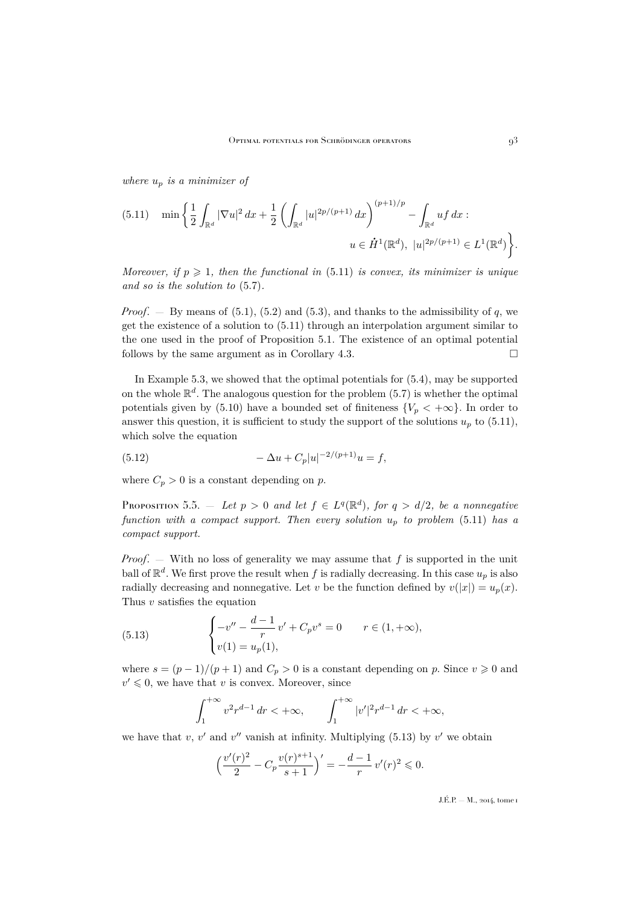*where $u_p$ is a minimizer of*

$$\min\left\{\frac{1}{2}\int_{\mathbb{R}^d}|\nabla u|^2\,dx+\frac{1}{2}\left(\int_{\mathbb{R}^d}|u|^{2p/(p+1)}\,dx\right)^{(p+1)/p}-\int_{\mathbb{R}^d}uf\,dx:\right.$$
$$\left.u\in\dot{H}^1(\mathbb{R}^d),\ |u|^{2p/(p+1)}\in L^1(\mathbb{R}^d)\right\}. \tag{5.11}$$

*Moreover, if $p\geqslant 1$, then the functional in* (5.11) *is convex, its minimizer is unique and so is the solution to* (5.7).

*Proof*. — By means of (5.1), (5.2) and (5.3), and thanks to the admissibility of $q$, we get the existence of a solution to (5.11) through an interpolation argument similar to the one used in the proof of Proposition 5.1. The existence of an optimal potential follows by the same argument as in Corollary 4.3. □

In Example 5.3, we showed that the optimal potentials for (5.4), may be supported on the whole $\mathbb{R}^d$. The analogous question for the problem (5.7) is whether the optimal potentials given by (5.10) have a bounded set of finiteness $\{V_p<+\infty\}$. In order to answer this question, it is sufficient to study the support of the solutions $u_p$ to (5.11), which solve the equation

$$-\Delta u+C_p|u|^{-2/(p+1)}u=f, \tag{5.12}$$

where $C_p>0$ is a constant depending on $p$.

Proposition 5.5. — *Let $p>0$ and let $f\in L^q(\mathbb{R}^d)$, for $q>d/2$, be a nonnegative function with a compact support. Then every solution $u_p$ to problem* (5.11) *has a compact support.*

*Proof*. — With no loss of generality we may assume that $f$ is supported in the unit ball of $\mathbb{R}^d$. We first prove the result when $f$ is radially decreasing. In this case $u_p$ is also radially decreasing and nonnegative. Let $v$ be the function defined by $v(|x|)=u_p(x)$. Thus $v$ satisfies the equation

$$\begin{cases}-v''-\dfrac{d-1}{r}\,v'+C_pv^s=0 & r\in(1,+\infty),\\ v(1)=u_p(1),\end{cases} \tag{5.13}$$

where $s=(p-1)/(p+1)$ and $C_p>0$ is a constant depending on $p$. Since $v\geqslant 0$ and $v'\leqslant 0$, we have that $v$ is convex. Moreover, since

$$\int_1^{+\infty}v^2r^{d-1}\,dr<+\infty,\qquad \int_1^{+\infty}|v'|^2r^{d-1}\,dr<+\infty,$$

we have that $v$, $v'$ and $v''$ vanish at infinity. Multiplying (5.13) by $v'$ we obtain

$$\Big(\frac{v'(r)^2}{2}-C_p\frac{v(r)^{s+1}}{s+1}\Big)'=-\frac{d-1}{r}\,v'(r)^2\leqslant 0.$$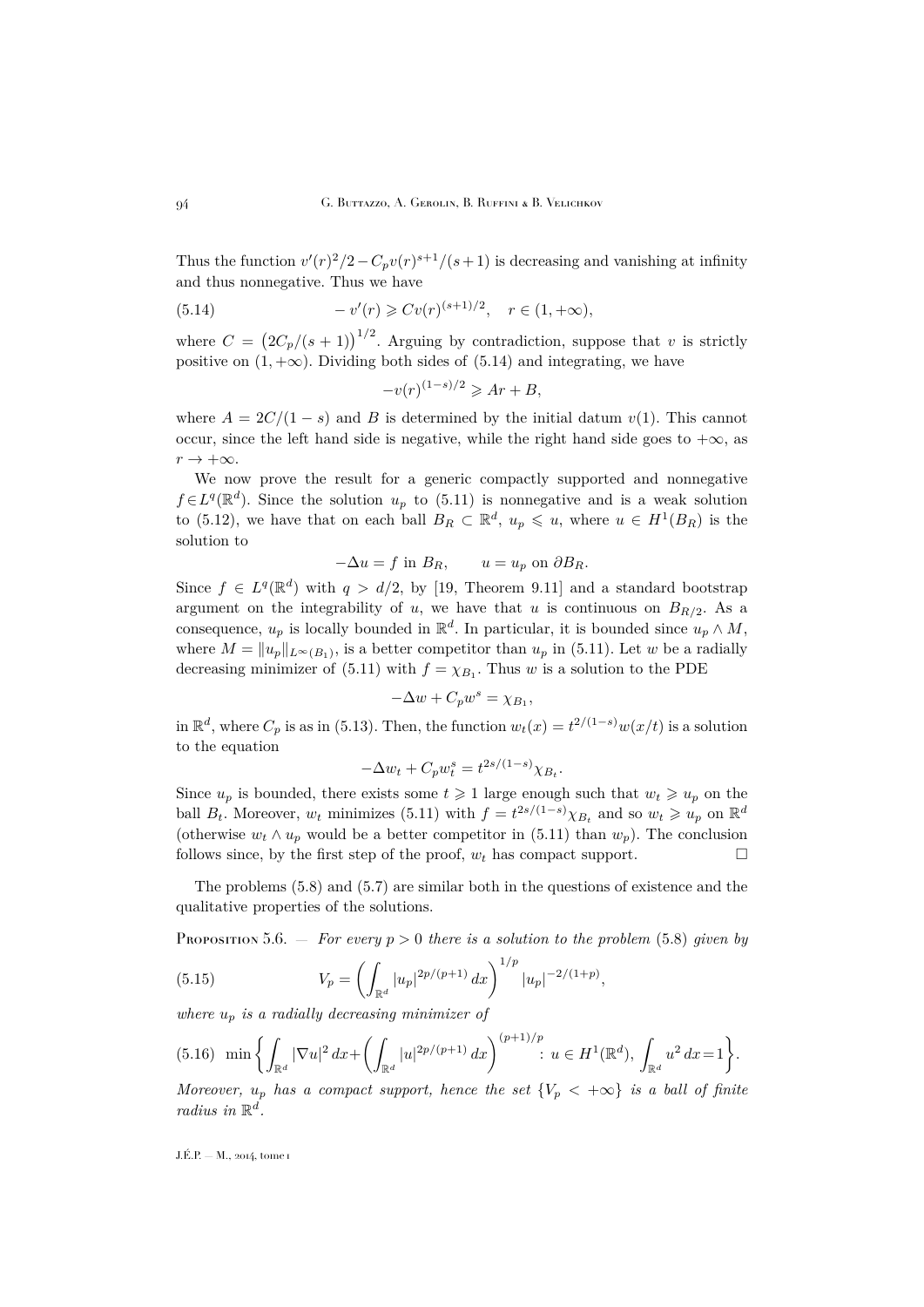Thus the function $v'(r)^2/2 - C_p v(r)^{s+1}/(s+1)$ is decreasing and vanishing at infinity and thus nonnegative. Thus we have

$$-v'(r) \geqslant Cv(r)^{(s+1)/2}, \quad r \in (1, +\infty), \tag{5.14}$$

where $C = \big(2C_p/(s+1)\big)^{1/2}$. Arguing by contradiction, suppose that $v$ is strictly positive on $(1, +\infty)$. Dividing both sides of (5.14) and integrating, we have

$$-v(r)^{(1-s)/2} \geqslant Ar + B,$$

where $A = 2C/(1-s)$ and $B$ is determined by the initial datum $v(1)$. This cannot occur, since the left hand side is negative, while the right hand side goes to $+\infty$, as $r \to +\infty$.

We now prove the result for a generic compactly supported and nonnegative $f \in L^q(\mathbb{R}^d)$. Since the solution $u_p$ to (5.11) is nonnegative and is a weak solution to (5.12), we have that on each ball $B_R \subset \mathbb{R}^d$, $u_p \leqslant u$, where $u \in H^1(B_R)$ is the solution to

$$-\Delta u = f \text{ in } B_R, \qquad u = u_p \text{ on } \partial B_R.$$

Since $f \in L^q(\mathbb{R}^d)$ with $q > d/2$, by [19, Theorem 9.11] and a standard bootstrap argument on the integrability of $u$, we have that $u$ is continuous on $B_{R/2}$. As a consequence, $u_p$ is locally bounded in $\mathbb{R}^d$. In particular, it is bounded since $u_p \wedge M$, where $M = \|u_p\|_{L^\infty(B_1)}$, is a better competitor than $u_p$ in (5.11). Let $w$ be a radially decreasing minimizer of (5.11) with $f = \chi_{B_1}$. Thus $w$ is a solution to the PDE

$$-\Delta w + C_p w^s = \chi_{B_1},$$

in $\mathbb{R}^d$, where $C_p$ is as in (5.13). Then, the function $w_t(x) = t^{2/(1-s)} w(x/t)$ is a solution to the equation

$$-\Delta w_t + C_p w_t^s = t^{2s/(1-s)} \chi_{B_t}.$$

Since $u_p$ is bounded, there exists some $t \geqslant 1$ large enough such that $w_t \geqslant u_p$ on the ball $B_t$. Moreover, $w_t$ minimizes (5.11) with $f = t^{2s/(1-s)}\chi_{B_t}$ and so $w_t \geqslant u_p$ on $\mathbb{R}^d$ (otherwise $w_t \wedge u_p$ would be a better competitor in (5.11) than $w_p$). The conclusion follows since, by the first step of the proof, $w_t$ has compact support. $\square$

The problems (5.8) and (5.7) are similar both in the questions of existence and the qualitative properties of the solutions.

Proposition 5.6. — *For every $p > 0$ there is a solution to the problem* (5.8) *given by*

$$V_p = \bigg(\int_{\mathbb{R}^d} |u_p|^{2p/(p+1)}\,dx\bigg)^{1/p} |u_p|^{-2/(1+p)}, \tag{5.15}$$

*where $u_p$ is a radially decreasing minimizer of*

$$\min\bigg\{\int_{\mathbb{R}^d} |\nabla u|^2\,dx + \bigg(\int_{\mathbb{R}^d} |u|^{2p/(p+1)}\,dx\bigg)^{(p+1)/p} : u \in H^1(\mathbb{R}^d),\ \int_{\mathbb{R}^d} u^2\,dx = 1\bigg\}. \tag{5.16}$$

*Moreover, $u_p$ has a compact support, hence the set $\{V_p < +\infty\}$ is a ball of finite radius in $\mathbb{R}^d$.*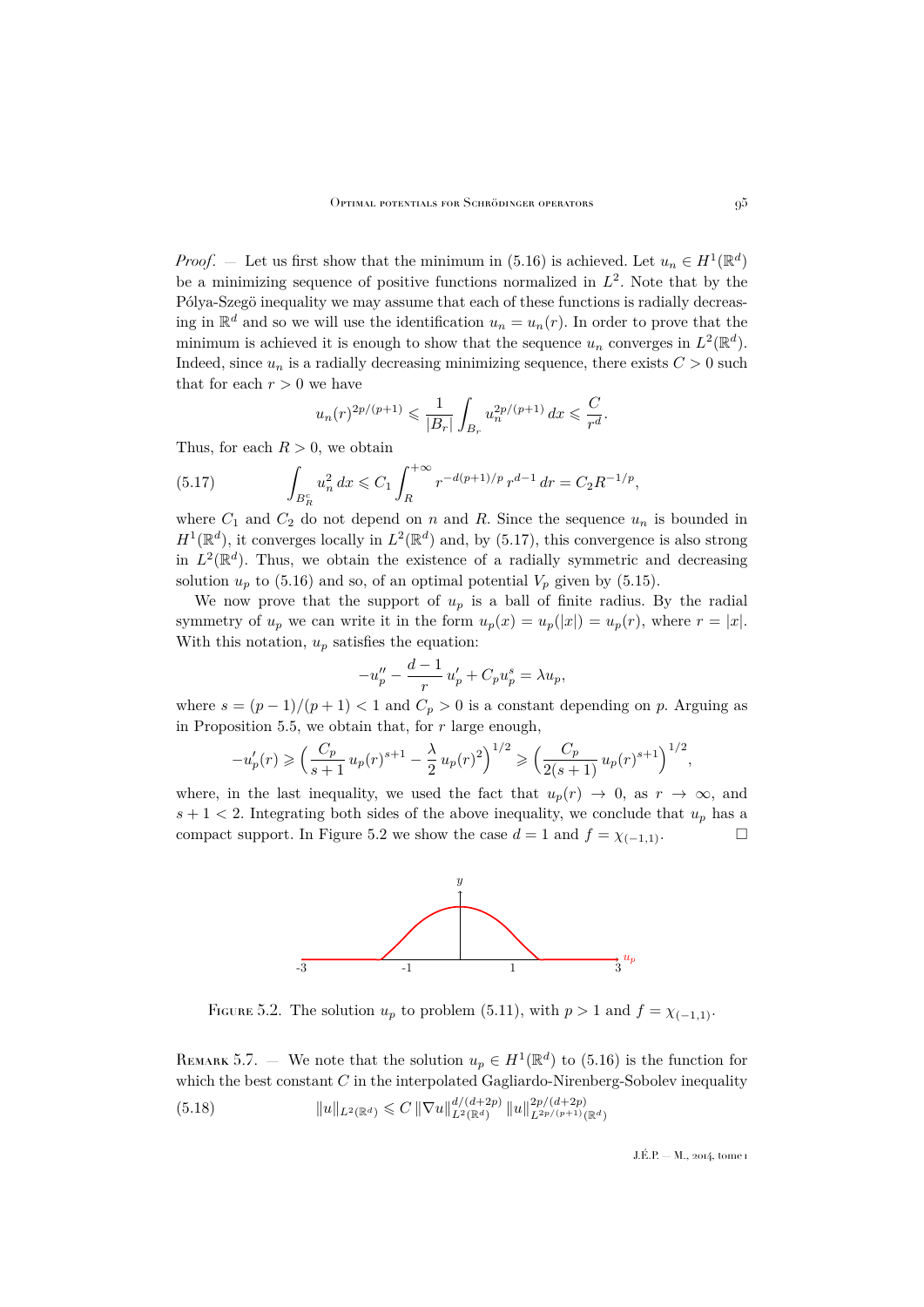*Proof*. — Let us first show that the minimum in (5.16) is achieved. Let $u_n \in H^1(\mathbb{R}^d)$ be a minimizing sequence of positive functions normalized in $L^2$. Note that by the Pólya-Szegö inequality we may assume that each of these functions is radially decreasing in $\mathbb{R}^d$ and so we will use the identification $u_n = u_n(r)$. In order to prove that the minimum is achieved it is enough to show that the sequence $u_n$ converges in $L^2(\mathbb{R}^d)$. Indeed, since $u_n$ is a radially decreasing minimizing sequence, there exists $C > 0$ such that for each $r > 0$ we have

$$u_n(r)^{2p/(p+1)} \leqslant \frac{1}{|B_r|} \int_{B_r} u_n^{2p/(p+1)} \, dx \leqslant \frac{C}{r^d}.$$

Thus, for each $R > 0$, we obtain

$$\int_{B_R^c} u_n^2 \, dx \leqslant C_1 \int_R^{+\infty} r^{-d(p+1)/p} \, r^{d-1} \, dr = C_2 R^{-1/p}, \tag{5.17}$$

where $C_1$ and $C_2$ do not depend on $n$ and $R$. Since the sequence $u_n$ is bounded in $H^1(\mathbb{R}^d)$, it converges locally in $L^2(\mathbb{R}^d)$ and, by (5.17), this convergence is also strong in $L^2(\mathbb{R}^d)$. Thus, we obtain the existence of a radially symmetric and decreasing solution $u_p$ to (5.16) and so, of an optimal potential $V_p$ given by (5.15).

We now prove that the support of $u_p$ is a ball of finite radius. By the radial symmetry of $u_p$ we can write it in the form $u_p(x) = u_p(|x|) = u_p(r)$, where $r = |x|$. With this notation, $u_p$ satisfies the equation:

$$-u_p'' - \frac{d-1}{r} \, u_p' + C_p u_p^s = \lambda u_p,$$

where $s = (p-1)/(p+1) < 1$ and $C_p > 0$ is a constant depending on $p$. Arguing as in Proposition 5.5, we obtain that, for $r$ large enough,

$$-u_p'(r) \geqslant \Big( \frac{C_p}{s+1} \, u_p(r)^{s+1} - \frac{\lambda}{2} \, u_p(r)^2 \Big)^{1/2} \geqslant \Big( \frac{C_p}{2(s+1)} \, u_p(r)^{s+1} \Big)^{1/2},$$

where, in the last inequality, we used the fact that $u_p(r) \to 0$, as $r \to \infty$, and $s + 1 < 2$. Integrating both sides of the above inequality, we conclude that $u_p$ has a compact support. In Figure 5.2 we show the case $d = 1$ and $f = \chi_{(-1,1)}$. $\square$

Figure 5.2. The solution $u_p$ to problem (5.11), with $p > 1$ and $f = \chi_{(-1,1)}$.

Remark 5.7. — We note that the solution $u_p \in H^1(\mathbb{R}^d)$ to (5.16) is the function for which the best constant $C$ in the interpolated Gagliardo-Nirenberg-Sobolev inequality

$$\|u\|_{L^2(\mathbb{R}^d)} \leqslant C \, \|\nabla u\|_{L^2(\mathbb{R}^d)}^{d/(d+2p)} \, \|u\|_{L^{2p/(p+1)}(\mathbb{R}^d)}^{2p/(d+2p)} \tag{5.18}$$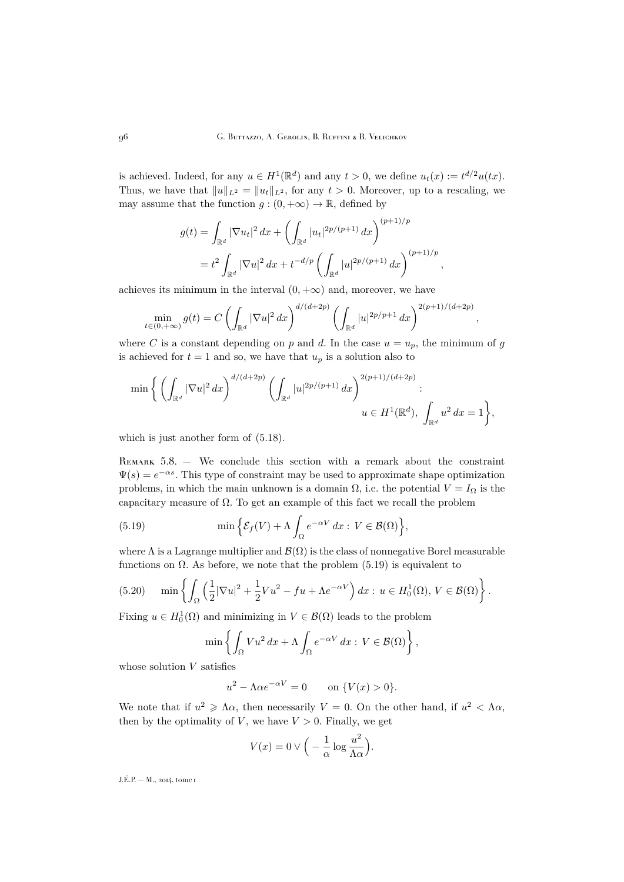is achieved. Indeed, for any $u \in H^1(\mathbb{R}^d)$ and any $t>0$, we define $u_t(x) := t^{d/2}u(tx)$. Thus, we have that $\|u\|_{L^2} = \|u_t\|_{L^2}$, for any $t>0$. Moreover, up to a rescaling, we may assume that the function $g:(0,+\infty)\to\mathbb{R}$, defined by

$$
\begin{aligned}
g(t) &= \int_{\mathbb{R}^d} |\nabla u_t|^2\,dx + \left(\int_{\mathbb{R}^d} |u_t|^{2p/(p+1)}\,dx\right)^{(p+1)/p} \\
&= t^2 \int_{\mathbb{R}^d} |\nabla u|^2\,dx + t^{-d/p}\left(\int_{\mathbb{R}^d} |u|^{2p/(p+1)}\,dx\right)^{(p+1)/p},
\end{aligned}
$$

achieves its minimum in the interval $(0,+\infty)$ and, moreover, we have

$$
\min_{t\in(0,+\infty)} g(t) = C\left(\int_{\mathbb{R}^d} |\nabla u|^2\,dx\right)^{d/(d+2p)}\left(\int_{\mathbb{R}^d} |u|^{2p/p+1}\,dx\right)^{2(p+1)/(d+2p)},
$$

where $C$ is a constant depending on $p$ and $d$. In the case $u=u_p$, the minimum of $g$ is achieved for $t=1$ and so, we have that $u_p$ is a solution also to

$$
\min\left\{\left(\int_{\mathbb{R}^d} |\nabla u|^2\,dx\right)^{d/(d+2p)}\left(\int_{\mathbb{R}^d} |u|^{2p/(p+1)}\,dx\right)^{2(p+1)/(d+2p)} : u\in H^1(\mathbb{R}^d),\ \int_{\mathbb{R}^d} u^2\,dx = 1\right\},
$$

which is just another form of (5.18).

Remark 5.8. — We conclude this section with a remark about the constraint $\Psi(s) = e^{-\alpha s}$. This type of constraint may be used to approximate shape optimization problems, in which the main unknown is a domain $\Omega$, i.e. the potential $V = I_\Omega$ is the capacitary measure of $\Omega$. To get an example of this fact we recall the problem

$$
\min\left\{\mathcal{E}_f(V) + \Lambda\int_\Omega e^{-\alpha V}\,dx : V\in\mathcal{B}(\Omega)\right\}, \tag{5.19}
$$

where $\Lambda$ is a Lagrange multiplier and $\mathcal{B}(\Omega)$ is the class of nonnegative Borel measurable functions on $\Omega$. As before, we note that the problem (5.19) is equivalent to

$$
\min\left\{\int_\Omega\left(\frac{1}{2}|\nabla u|^2 + \frac{1}{2}Vu^2 - fu + \Lambda e^{-\alpha V}\right)dx : u\in H^1_0(\Omega),\ V\in\mathcal{B}(\Omega)\right\}. \tag{5.20}
$$

Fixing $u\in H^1_0(\Omega)$ and minimizing in $V\in\mathcal{B}(\Omega)$ leads to the problem

$$
\min\left\{\int_\Omega Vu^2\,dx + \Lambda\int_\Omega e^{-\alpha V}\,dx : V\in\mathcal{B}(\Omega)\right\},
$$

whose solution $V$ satisfies

$$
u^2 - \Lambda\alpha e^{-\alpha V} = 0 \qquad \text{on } \{V(x)>0\}.
$$

We note that if $u^2 \geqslant \Lambda\alpha$, then necessarily $V=0$. On the other hand, if $u^2<\Lambda\alpha$, then by the optimality of $V$, we have $V>0$. Finally, we get

$$
V(x) = 0\vee\Big(-\frac{1}{\alpha}\log\frac{u^2}{\Lambda\alpha}\Big).
$$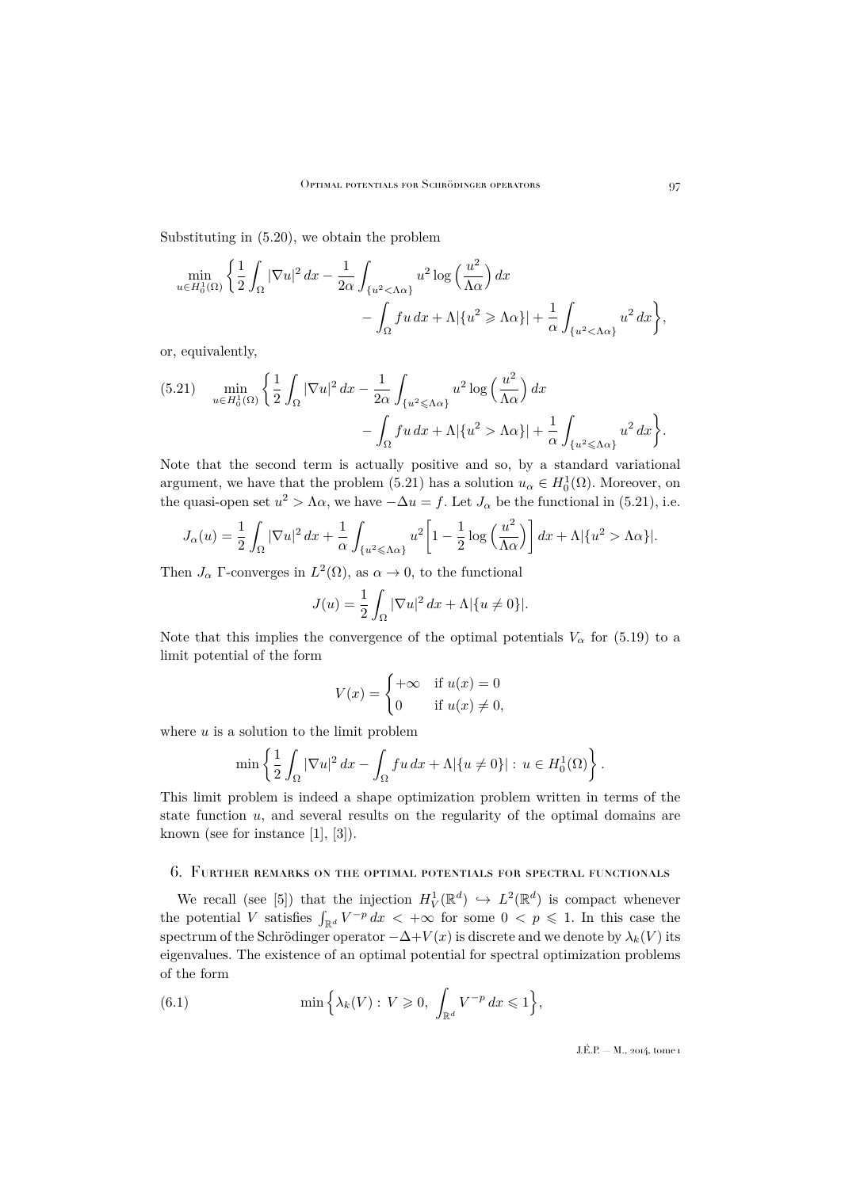Substituting in (5.20), we obtain the problem

$$\min_{u\in H^1_0(\Omega)}\bigg\{\frac{1}{2}\int_\Omega |\nabla u|^2\,dx - \frac{1}{2\alpha}\int_{\{u^2<\Lambda\alpha\}} u^2\log\Big(\frac{u^2}{\Lambda\alpha}\Big)\,dx \\ - \int_\Omega fu\,dx + \Lambda|\{u^2\geqslant \Lambda\alpha\}| + \frac{1}{\alpha}\int_{\{u^2<\Lambda\alpha\}} u^2\,dx\bigg\},$$

or, equivalently,

$$(5.21)\qquad \min_{u\in H^1_0(\Omega)}\bigg\{\frac{1}{2}\int_\Omega |\nabla u|^2\,dx - \frac{1}{2\alpha}\int_{\{u^2\leqslant\Lambda\alpha\}} u^2\log\Big(\frac{u^2}{\Lambda\alpha}\Big)\,dx \\ - \int_\Omega fu\,dx + \Lambda|\{u^2> \Lambda\alpha\}| + \frac{1}{\alpha}\int_{\{u^2\leqslant\Lambda\alpha\}} u^2\,dx\bigg\}.$$

Note that the second term is actually positive and so, by a standard variational argument, we have that the problem (5.21) has a solution $u_\alpha\in H^1_0(\Omega)$. Moreover, on the quasi-open set $u^2>\Lambda\alpha$, we have $-\Delta u = f$. Let $J_\alpha$ be the functional in (5.21), i.e.

$$J_\alpha(u) = \frac{1}{2}\int_\Omega |\nabla u|^2\,dx + \frac{1}{\alpha}\int_{\{u^2\leqslant\Lambda\alpha\}} u^2\bigg[1-\frac{1}{2}\log\Big(\frac{u^2}{\Lambda\alpha}\Big)\bigg]\,dx + \Lambda|\{u^2>\Lambda\alpha\}|.$$

Then $J_\alpha$ $\Gamma$-converges in $L^2(\Omega)$, as $\alpha\to 0$, to the functional

$$J(u) = \frac{1}{2}\int_\Omega |\nabla u|^2\,dx + \Lambda|\{u\neq 0\}|.$$

Note that this implies the convergence of the optimal potentials $V_\alpha$ for (5.19) to a limit potential of the form

$$V(x) = \begin{cases} +\infty & \text{if } u(x)=0\\ 0 & \text{if } u(x)\neq 0,\end{cases}$$

where $u$ is a solution to the limit problem

$$\min\left\{\frac{1}{2}\int_\Omega |\nabla u|^2\,dx - \int_\Omega fu\,dx + \Lambda|\{u\neq 0\}| \,:\, u\in H^1_0(\Omega)\right\}.$$

This limit problem is indeed a shape optimization problem written in terms of the state function $u$, and several results on the regularity of the optimal domains are known (see for instance [1], [3]).

## 6. Further remarks on the optimal potentials for spectral functionals

We recall (see [5]) that the injection $H^1_V(\mathbb{R}^d)\hookrightarrow L^2(\mathbb{R}^d)$ is compact whenever the potential $V$ satisfies $\int_{\mathbb{R}^d} V^{-p}\,dx<+\infty$ for some $0<p\leqslant 1$. In this case the spectrum of the Schrödinger operator $-\Delta+V(x)$ is discrete and we denote by $\lambda_k(V)$ its eigenvalues. The existence of an optimal potential for spectral optimization problems of the form

$$(6.1)\qquad \min\Big\{\lambda_k(V)\,:\, V\geqslant 0,\ \int_{\mathbb{R}^d} V^{-p}\,dx\leqslant 1\Big\},$$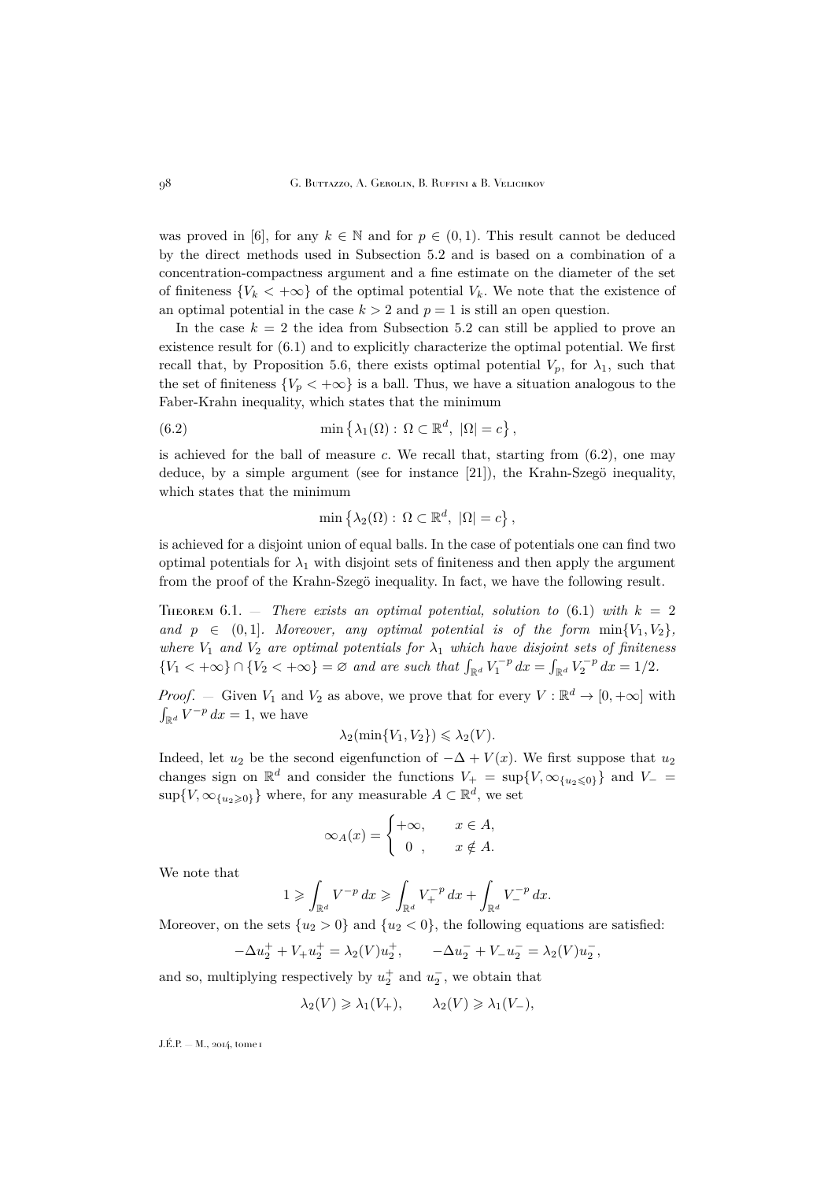was proved in [6], for any $k \in \mathbb{N}$ and for $p \in (0,1)$. This result cannot be deduced by the direct methods used in Subsection 5.2 and is based on a combination of a concentration-compactness argument and a fine estimate on the diameter of the set of finiteness $\{V_k < +\infty\}$ of the optimal potential $V_k$. We note that the existence of an optimal potential in the case $k > 2$ and $p = 1$ is still an open question.

In the case $k = 2$ the idea from Subsection 5.2 can still be applied to prove an existence result for (6.1) and to explicitly characterize the optimal potential. We first recall that, by Proposition 5.6, there exists optimal potential $V_p$, for $\lambda_1$, such that the set of finiteness $\{V_p < +\infty\}$ is a ball. Thus, we have a situation analogous to the Faber-Krahn inequality, which states that the minimum

$$\min\left\{\lambda_1(\Omega) : \Omega \subset \mathbb{R}^d,\ |\Omega| = c\right\}, \tag{6.2}$$

is achieved for the ball of measure $c$. We recall that, starting from (6.2), one may deduce, by a simple argument (see for instance [21]), the Krahn-Szegö inequality, which states that the minimum

$$\min\left\{\lambda_2(\Omega) : \Omega \subset \mathbb{R}^d,\ |\Omega| = c\right\},$$

is achieved for a disjoint union of equal balls. In the case of potentials one can find two optimal potentials for $\lambda_1$ with disjoint sets of finiteness and then apply the argument from the proof of the Krahn-Szegö inequality. In fact, we have the following result.

Theorem 6.1. — *There exists an optimal potential, solution to* (6.1) *with* $k = 2$ *and* $p \in (0,1]$. *Moreover, any optimal potential is of the form* $\min\{V_1, V_2\}$, *where* $V_1$ *and* $V_2$ *are optimal potentials for* $\lambda_1$ *which have disjoint sets of finiteness* $\{V_1 < +\infty\} \cap \{V_2 < +\infty\} = \varnothing$ *and are such that* $\int_{\mathbb{R}^d} V_1^{-p}\,dx = \int_{\mathbb{R}^d} V_2^{-p}\,dx = 1/2$.

*Proof*. — Given $V_1$ and $V_2$ as above, we prove that for every $V : \mathbb{R}^d \to [0,+\infty]$ with $\int_{\mathbb{R}^d} V^{-p}\,dx = 1$, we have

$$\lambda_2(\min\{V_1, V_2\}) \leqslant \lambda_2(V).$$

Indeed, let $u_2$ be the second eigenfunction of $-\Delta + V(x)$. We first suppose that $u_2$ changes sign on $\mathbb{R}^d$ and consider the functions $V_+ = \sup\{V, \infty_{\{u_2 \leqslant 0\}}\}$ and $V_- = \sup\{V, \infty_{\{u_2 \geqslant 0\}}\}$ where, for any measurable $A \subset \mathbb{R}^d$, we set

$$\infty_A(x) = \begin{cases} +\infty, & x \in A, \\ \ \ 0\ \ , & x \notin A. \end{cases}$$

We note that

$$1 \geqslant \int_{\mathbb{R}^d} V^{-p}\,dx \geqslant \int_{\mathbb{R}^d} V_+^{-p}\,dx + \int_{\mathbb{R}^d} V_-^{-p}\,dx.$$

Moreover, on the sets $\{u_2 > 0\}$ and $\{u_2 < 0\}$, the following equations are satisfied:

$$-\Delta u_2^+ + V_+ u_2^+ = \lambda_2(V) u_2^+, \qquad -\Delta u_2^- + V_- u_2^- = \lambda_2(V) u_2^-,$$

and so, multiplying respectively by $u_2^+$ and $u_2^-$, we obtain that

$$\lambda_2(V) \geqslant \lambda_1(V_+), \qquad \lambda_2(V) \geqslant \lambda_1(V_-),$$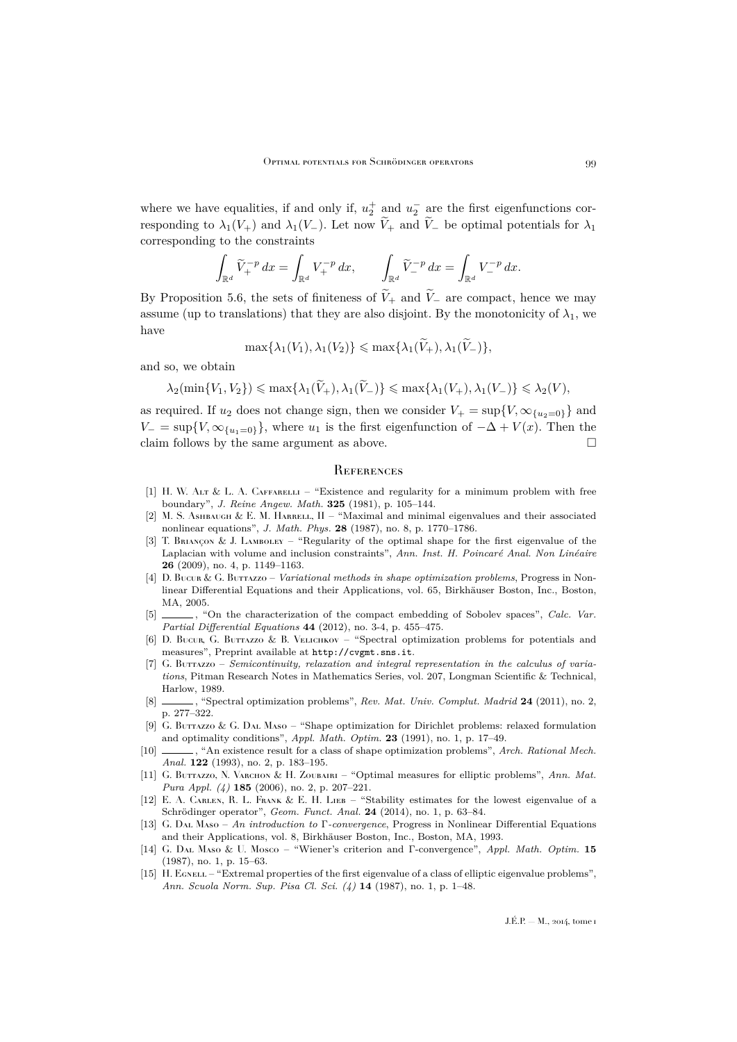where we have equalities, if and only if, $u_2^+$ and $u_2^-$ are the first eigenfunctions corresponding to $\lambda_1(V_+)$ and $\lambda_1(V_-)$. Let now $\widetilde{V}_+$ and $\widetilde{V}_-$ be optimal potentials for $\lambda_1$ corresponding to the constraints

$$\int_{\mathbb{R}^d} \widetilde{V}_+^{-p}\,dx = \int_{\mathbb{R}^d} V_+^{-p}\,dx, \qquad \int_{\mathbb{R}^d} \widetilde{V}_-^{-p}\,dx = \int_{\mathbb{R}^d} V_-^{-p}\,dx.$$

By Proposition 5.6, the sets of finiteness of $\widetilde{V}_+$ and $\widetilde{V}_-$ are compact, hence we may assume (up to translations) that they are also disjoint. By the monotonicity of $\lambda_1$, we have

$$\max\{\lambda_1(V_1),\lambda_1(V_2)\} \leqslant \max\{\lambda_1(\widetilde{V}_+),\lambda_1(\widetilde{V}_-)\},$$

and so, we obtain

$$\lambda_2(\min\{V_1,V_2\}) \leqslant \max\{\lambda_1(\widetilde{V}_+),\lambda_1(\widetilde{V}_-)\} \leqslant \max\{\lambda_1(V_+),\lambda_1(V_-)\} \leqslant \lambda_2(V),$$

as required. If $u_2$ does not change sign, then we consider $V_+ = \sup\{V,\infty_{\{u_2=0\}}\}$ and $V_- = \sup\{V,\infty_{\{u_1=0\}}\}$, where $u_1$ is the first eigenfunction of $-\Delta + V(x)$. Then the claim follows by the same argument as above. $\square$

## References

[1] H. W. Alt & L. A. Caffarelli – "Existence and regularity for a minimum problem with free boundary", *J. Reine Angew. Math.* **325** (1981), p. 105–144.

[2] M. S. Ashbaugh & E. M. Harrell, II – "Maximal and minimal eigenvalues and their associated nonlinear equations", *J. Math. Phys.* **28** (1987), no. 8, p. 1770–1786.

[3] T. Briançon & J. Lamboley – "Regularity of the optimal shape for the first eigenvalue of the Laplacian with volume and inclusion constraints", *Ann. Inst. H. Poincaré Anal. Non Linéaire* **26** (2009), no. 4, p. 1149–1163.

[4] D. Bucur & G. Buttazzo – *Variational methods in shape optimization problems*, Progress in Nonlinear Differential Equations and their Applications, vol. 65, Birkhäuser Boston, Inc., Boston, MA, 2005.

[5] ______, "On the characterization of the compact embedding of Sobolev spaces", *Calc. Var. Partial Differential Equations* **44** (2012), no. 3-4, p. 455–475.

[6] D. Bucur, G. Buttazzo & B. Velichkov – "Spectral optimization problems for potentials and measures", Preprint available at http://cvgmt.sns.it.

[7] G. Buttazzo – *Semicontinuity, relaxation and integral representation in the calculus of variations*, Pitman Research Notes in Mathematics Series, vol. 207, Longman Scientific & Technical, Harlow, 1989.

[8] ______, "Spectral optimization problems", *Rev. Mat. Univ. Complut. Madrid* **24** (2011), no. 2, p. 277–322.

[9] G. Buttazzo & G. Dal Maso – "Shape optimization for Dirichlet problems: relaxed formulation and optimality conditions", *Appl. Math. Optim.* **23** (1991), no. 1, p. 17–49.

[10] ______, "An existence result for a class of shape optimization problems", *Arch. Rational Mech. Anal.* **122** (1993), no. 2, p. 183–195.

[11] G. Buttazzo, N. Varchon & H. Zoubairi – "Optimal measures for elliptic problems", *Ann. Mat. Pura Appl. (4)* **185** (2006), no. 2, p. 207–221.

[12] E. A. Carlen, R. L. Frank & E. H. Lieb – "Stability estimates for the lowest eigenvalue of a Schrödinger operator", *Geom. Funct. Anal.* **24** (2014), no. 1, p. 63–84.

[13] G. Dal Maso – *An introduction to Γ-convergence*, Progress in Nonlinear Differential Equations and their Applications, vol. 8, Birkhäuser Boston, Inc., Boston, MA, 1993.

[14] G. Dal Maso & U. Mosco – "Wiener's criterion and Γ-convergence", *Appl. Math. Optim.* **15** (1987), no. 1, p. 15–63.

[15] H. Egnell – "Extremal properties of the first eigenvalue of a class of elliptic eigenvalue problems", *Ann. Scuola Norm. Sup. Pisa Cl. Sci. (4)* **14** (1987), no. 1, p. 1–48.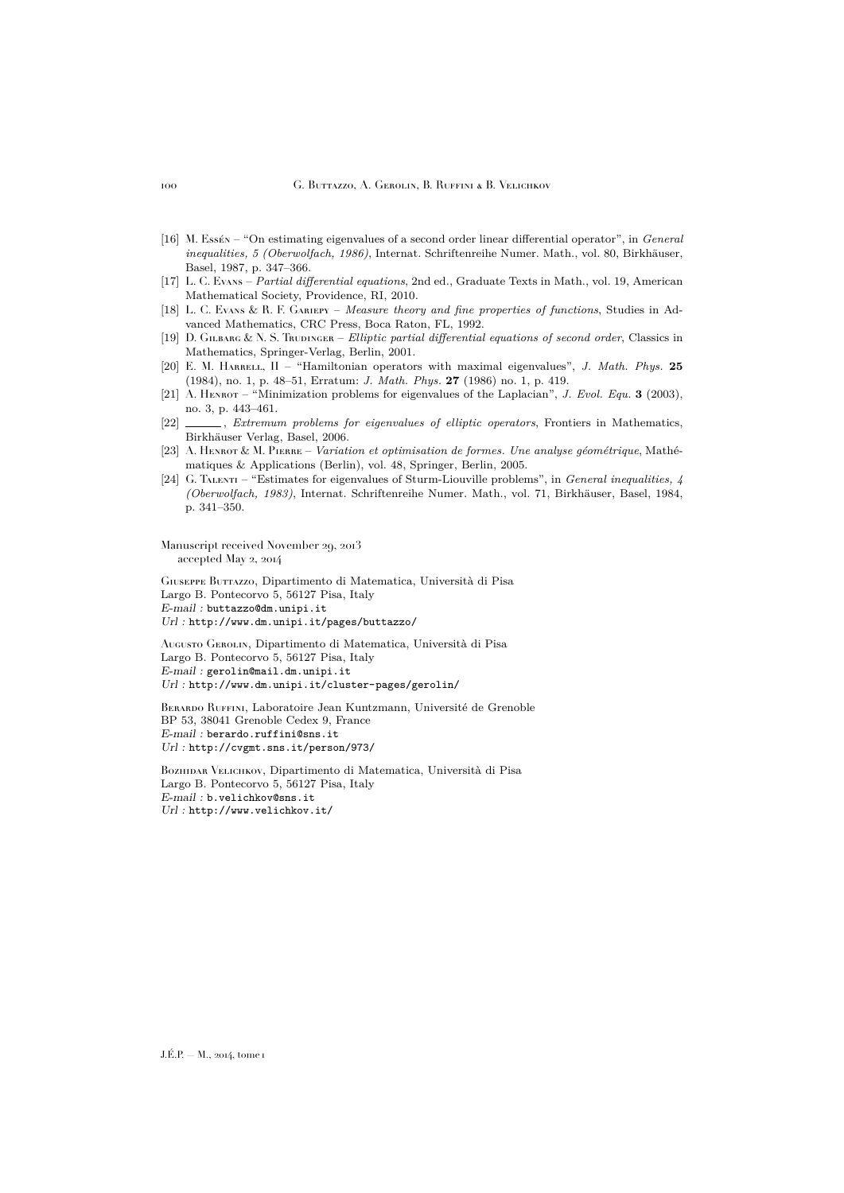[16] M. Essén – "On estimating eigenvalues of a second order linear differential operator", in *General inequalities, 5 (Oberwolfach, 1986)*, Internat. Schriftenreihe Numer. Math., vol. 80, Birkhäuser, Basel, 1987, p. 347–366.

[17] L. C. Evans – *Partial differential equations*, 2nd ed., Graduate Texts in Math., vol. 19, American Mathematical Society, Providence, RI, 2010.

[18] L. C. Evans & R. F. Gariepy – *Measure theory and fine properties of functions*, Studies in Advanced Mathematics, CRC Press, Boca Raton, FL, 1992.

[19] D. Gilbarg & N. S. Trudinger – *Elliptic partial differential equations of second order*, Classics in Mathematics, Springer-Verlag, Berlin, 2001.

[20] E. M. Harrell, II – "Hamiltonian operators with maximal eigenvalues", *J. Math. Phys.* **25** (1984), no. 1, p. 48–51, Erratum: *J. Math. Phys.* **27** (1986) no. 1, p. 419.

[21] A. Henrot – "Minimization problems for eigenvalues of the Laplacian", *J. Evol. Equ.* **3** (2003), no. 3, p. 443–461.

[22] ______, *Extremum problems for eigenvalues of elliptic operators*, Frontiers in Mathematics, Birkhäuser Verlag, Basel, 2006.

[23] A. Henrot & M. Pierre – *Variation et optimisation de formes. Une analyse géométrique*, Mathématiques & Applications (Berlin), vol. 48, Springer, Berlin, 2005.

[24] G. Talenti – "Estimates for eigenvalues of Sturm-Liouville problems", in *General inequalities, 4 (Oberwolfach, 1983)*, Internat. Schriftenreihe Numer. Math., vol. 71, Birkhäuser, Basel, 1984, p. 341–350.

Manuscript received November 29, 2013
accepted May 2, 2014

Giuseppe Buttazzo, Dipartimento di Matematica, Università di Pisa
Largo B. Pontecorvo 5, 56127 Pisa, Italy
*E-mail :* buttazzo@dm.unipi.it
*Url :* http://www.dm.unipi.it/pages/buttazzo/

Augusto Gerolin, Dipartimento di Matematica, Università di Pisa
Largo B. Pontecorvo 5, 56127 Pisa, Italy
*E-mail :* gerolin@mail.dm.unipi.it
*Url :* http://www.dm.unipi.it/cluster-pages/gerolin/

Berardo Ruffini, Laboratoire Jean Kuntzmann, Université de Grenoble
BP 53, 38041 Grenoble Cedex 9, France
*E-mail :* berardo.ruffini@sns.it
*Url :* http://cvgmt.sns.it/person/973/

Bozhidar Velichkov, Dipartimento di Matematica, Università di Pisa
Largo B. Pontecorvo 5, 56127 Pisa, Italy
*E-mail :* b.velichkov@sns.it
*Url :* http://www.velichkov.it/